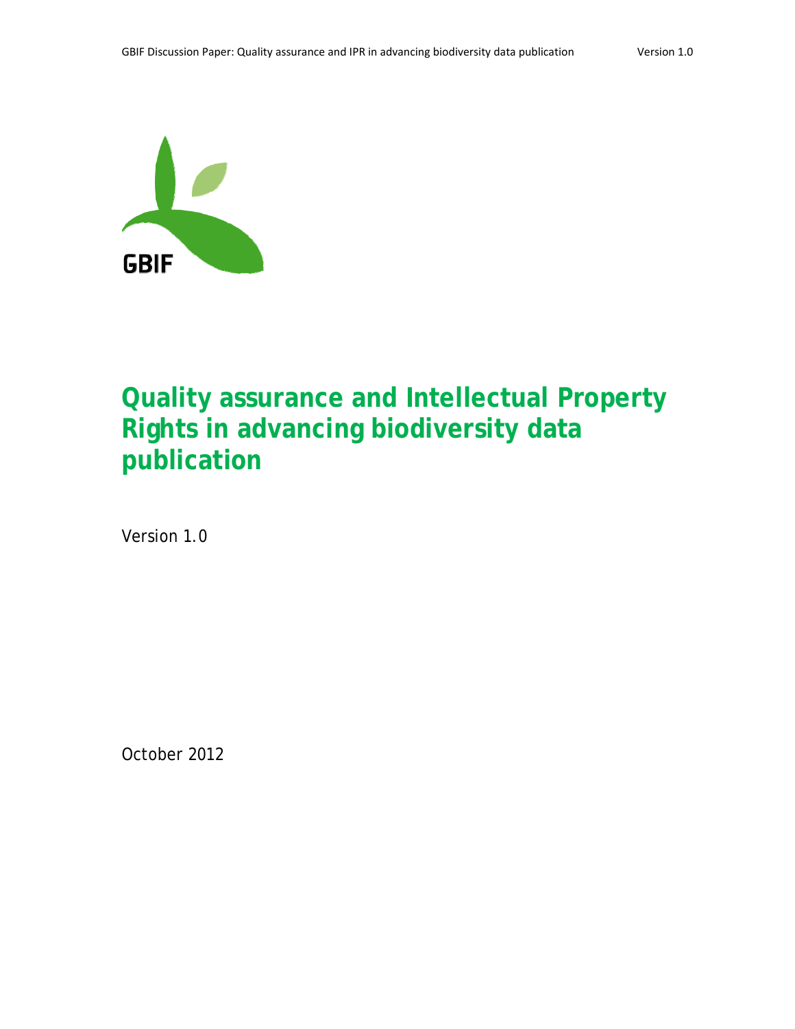GBIF

# Quality assurance and Intellectual Property Rights in advancing biodiversity data publication

Version 1.0

October 2012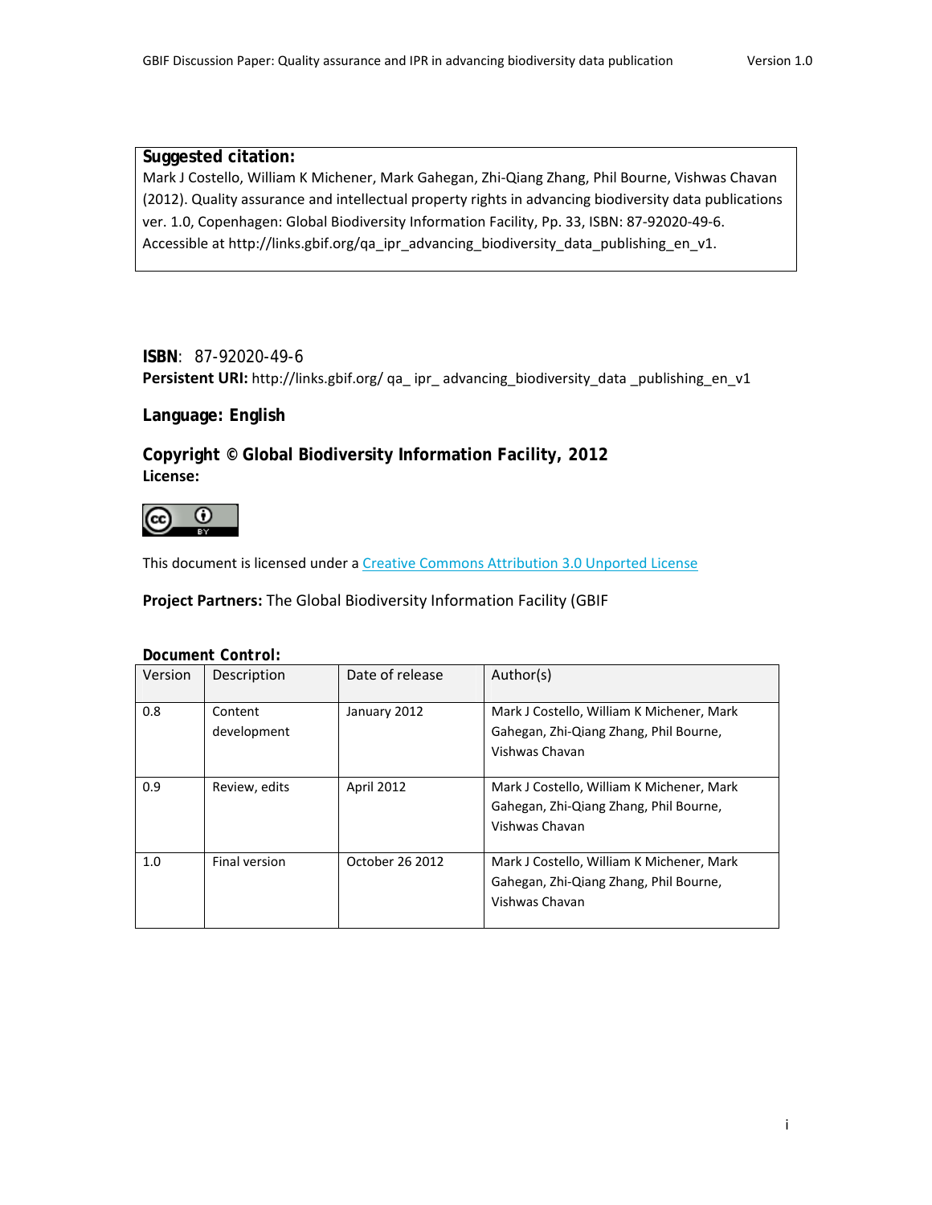**Suggested citation:**
Mark J Costello, William K Michener, Mark Gahegan, Zhi-Qiang Zhang, Phil Bourne, Vishwas Chavan (2012). Quality assurance and intellectual property rights in advancing biodiversity data publications ver. 1.0, Copenhagen: Global Biodiversity Information Facility, Pp. 33, ISBN: 87-92020-49-6. Accessible at http://links.gbif.org/qa_ipr_advancing_biodiversity_data_publishing_en_v1.

**ISBN**: 87-92020-49-6
**Persistent URI:** http://links.gbif.org/ qa_ ipr_ advancing_biodiversity_data _publishing_en_v1

**Language: English**

**Copyright © Global Biodiversity Information Facility, 2012**
**License:**

This document is licensed under a Creative Commons Attribution 3.0 Unported License

**Project Partners:** The Global Biodiversity Information Facility (GBIF

**Document Control:**

| Version | Description | Date of release | Author(s) |
|---|---|---|---|
| 0.8 | Content development | January 2012 | Mark J Costello, William K Michener, Mark Gahegan, Zhi-Qiang Zhang, Phil Bourne, Vishwas Chavan |
| 0.9 | Review, edits | April 2012 | Mark J Costello, William K Michener, Mark Gahegan, Zhi-Qiang Zhang, Phil Bourne, Vishwas Chavan |
| 1.0 | Final version | October 26 2012 | Mark J Costello, William K Michener, Mark Gahegan, Zhi-Qiang Zhang, Phil Bourne, Vishwas Chavan |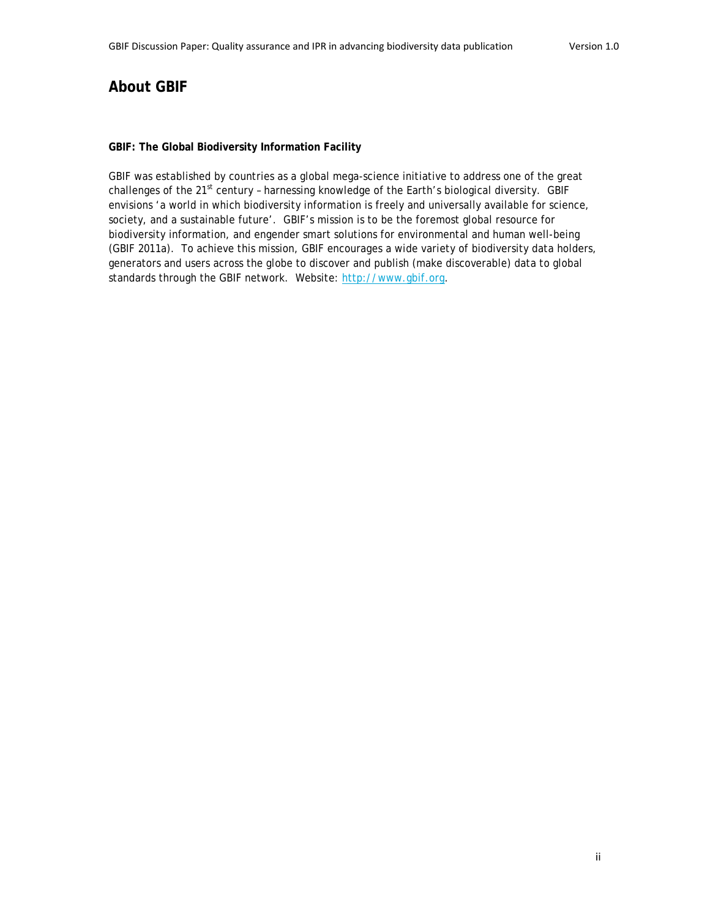# About GBIF

**GBIF: The Global Biodiversity Information Facility**

GBIF was established by countries as a global mega-science initiative to address one of the great challenges of the 21st century – harnessing knowledge of the Earth's biological diversity. GBIF envisions 'a world in which biodiversity information is freely and universally available for science, society, and a sustainable future'. GBIF's mission is to be the foremost global resource for biodiversity information, and engender smart solutions for environmental and human well-being (GBIF 2011a). To achieve this mission, GBIF encourages a wide variety of biodiversity data holders, generators and users across the globe to discover and publish (make discoverable) data to global standards through the GBIF network. Website: [http://www.gbif.org](http://www.gbif.org).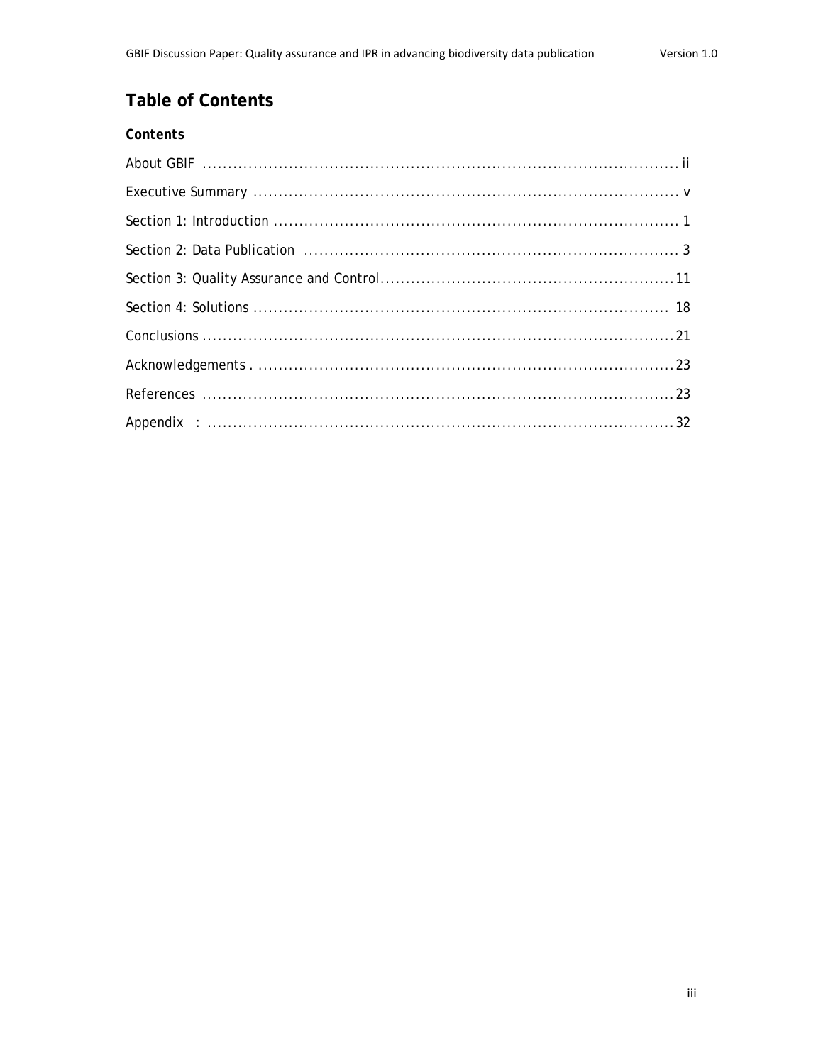# Table of Contents

**Contents**

About GBIF ........................................................................................ ii

Executive Summary ............................................................................ v

Section 1: Introduction ....................................................................... 1

Section 2: Data Publication ................................................................ 3

Section 3: Quality Assurance and Control.......................................... 11

Section 4: Solutions ........................................................................... 18

Conclusions ....................................................................................... 21

Acknowledgements . ........................................................................... 23

References ......................................................................................... 23

Appendix : ......................................................................................... 32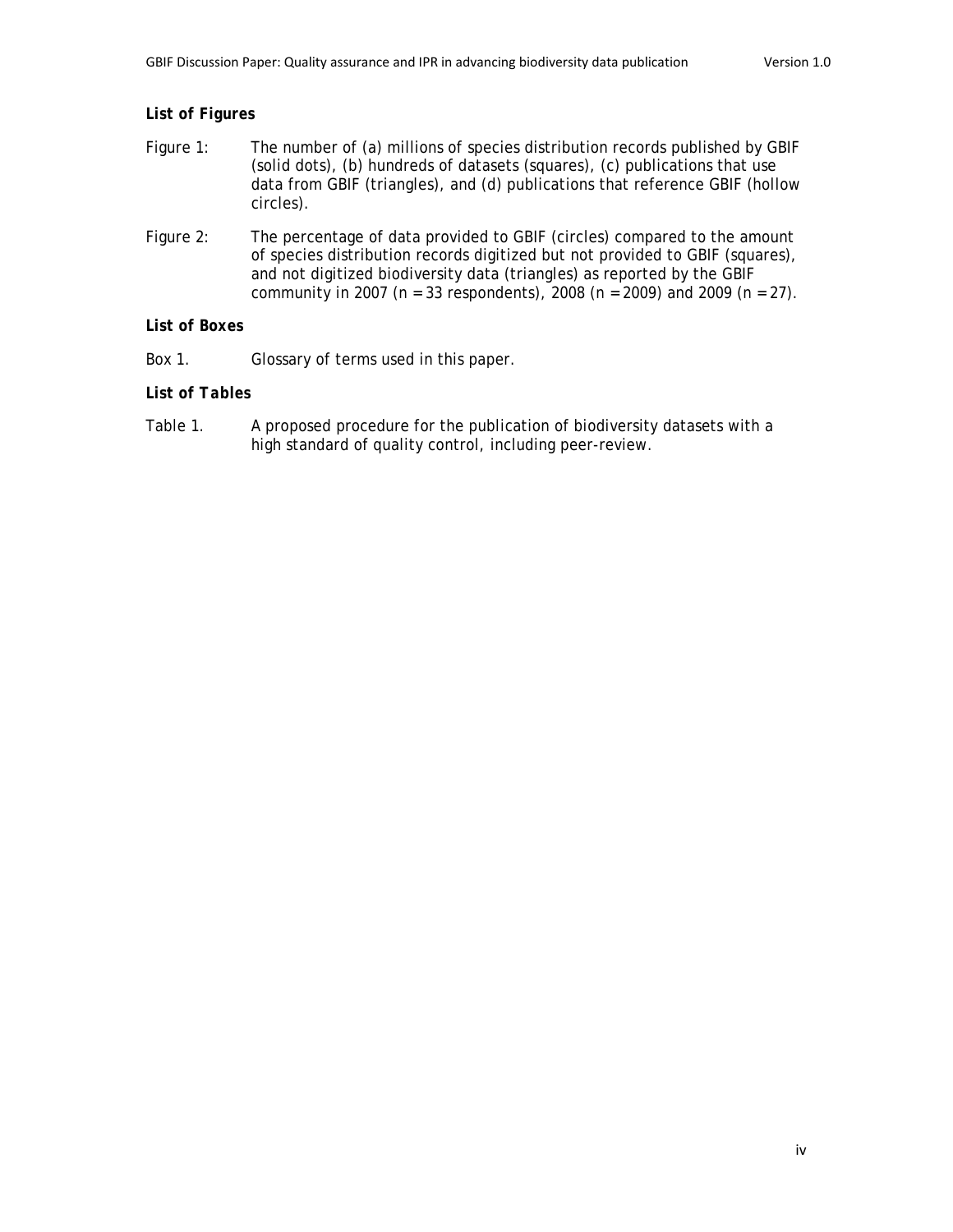**List of Figures**

Figure 1: The number of (a) millions of species distribution records published by GBIF (solid dots), (b) hundreds of datasets (squares), (c) publications that use data from GBIF (triangles), and (d) publications that reference GBIF (hollow circles).

Figure 2: The percentage of data provided to GBIF (circles) compared to the amount of species distribution records digitized but not provided to GBIF (squares), and not digitized biodiversity data (triangles) as reported by the GBIF community in 2007 ($n = 33$ respondents), 2008 ($n = 2009$) and 2009 ($n = 27$).

**List of Boxes**

Box 1. Glossary of terms used in this paper.

**List of Tables**

Table 1. A proposed procedure for the publication of biodiversity datasets with a high standard of quality control, including peer-review.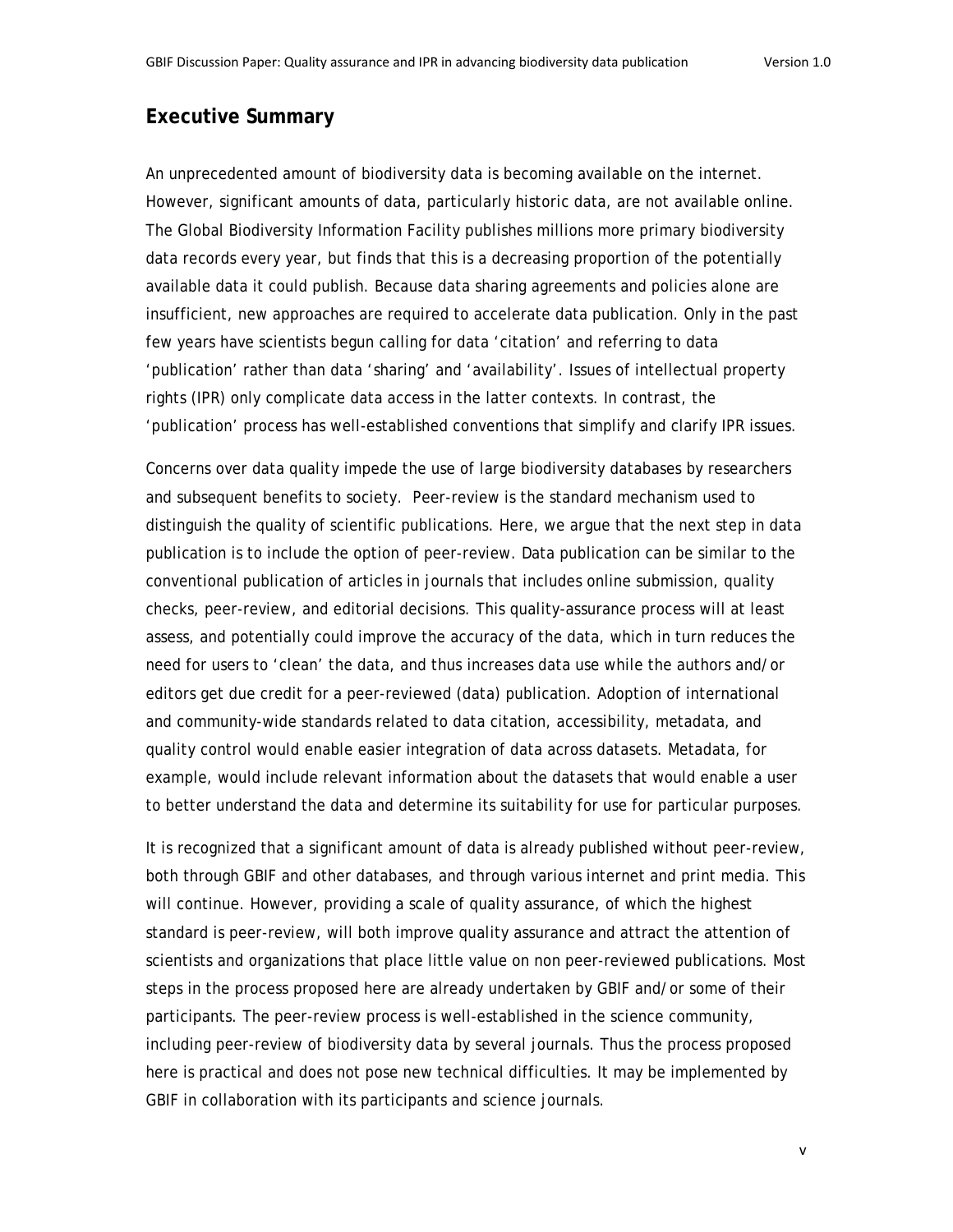## Executive Summary

An unprecedented amount of biodiversity data is becoming available on the internet. However, significant amounts of data, particularly historic data, are not available online. The Global Biodiversity Information Facility publishes millions more primary biodiversity data records every year, but finds that this is a decreasing proportion of the potentially available data it could publish. Because data sharing agreements and policies alone are insufficient, new approaches are required to accelerate data publication. Only in the past few years have scientists begun calling for data 'citation' and referring to data 'publication' rather than data 'sharing' and 'availability'. Issues of intellectual property rights (IPR) only complicate data access in the latter contexts. In contrast, the 'publication' process has well-established conventions that simplify and clarify IPR issues.

Concerns over data quality impede the use of large biodiversity databases by researchers and subsequent benefits to society. Peer-review is the standard mechanism used to distinguish the quality of scientific publications. Here, we argue that the next step in data publication is to include the option of peer-review. Data publication can be similar to the conventional publication of articles in journals that includes online submission, quality checks, peer-review, and editorial decisions. This quality-assurance process will at least assess, and potentially could improve the accuracy of the data, which in turn reduces the need for users to 'clean' the data, and thus increases data use while the authors and/or editors get due credit for a peer-reviewed (data) publication. Adoption of international and community-wide standards related to data citation, accessibility, metadata, and quality control would enable easier integration of data across datasets. Metadata, for example, would include relevant information about the datasets that would enable a user to better understand the data and determine its suitability for use for particular purposes.

It is recognized that a significant amount of data is already published without peer-review, both through GBIF and other databases, and through various internet and print media. This will continue. However, providing a scale of quality assurance, of which the highest standard is peer-review, will both improve quality assurance and attract the attention of scientists and organizations that place little value on non peer-reviewed publications. Most steps in the process proposed here are already undertaken by GBIF and/or some of their participants. The peer-review process is well-established in the science community, including peer-review of biodiversity data by several journals. Thus the process proposed here is practical and does not pose new technical difficulties. It may be implemented by GBIF in collaboration with its participants and science journals.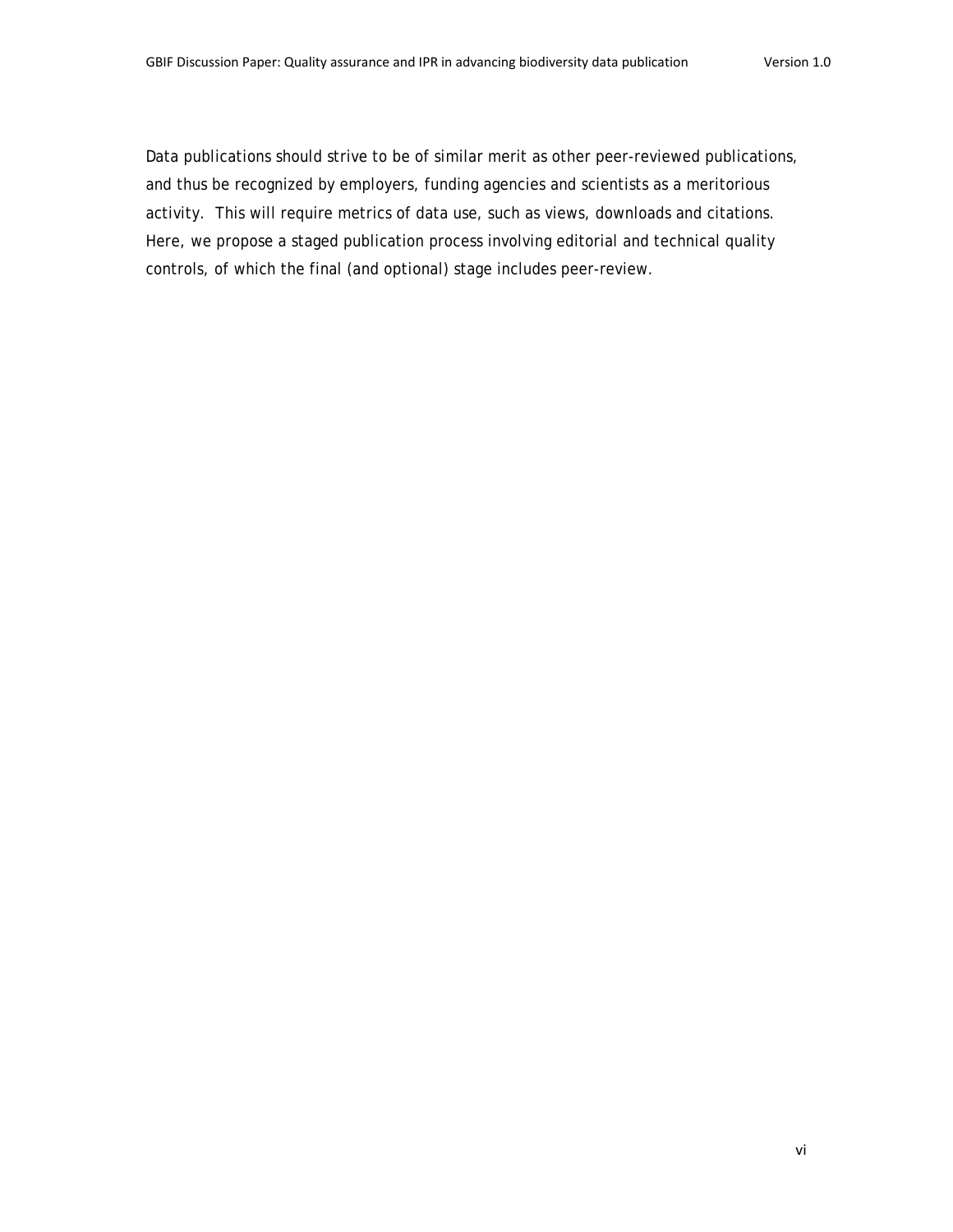Data publications should strive to be of similar merit as other peer-reviewed publications, and thus be recognized by employers, funding agencies and scientists as a meritorious activity. This will require metrics of data use, such as views, downloads and citations. Here, we propose a staged publication process involving editorial and technical quality controls, of which the final (and optional) stage includes peer-review.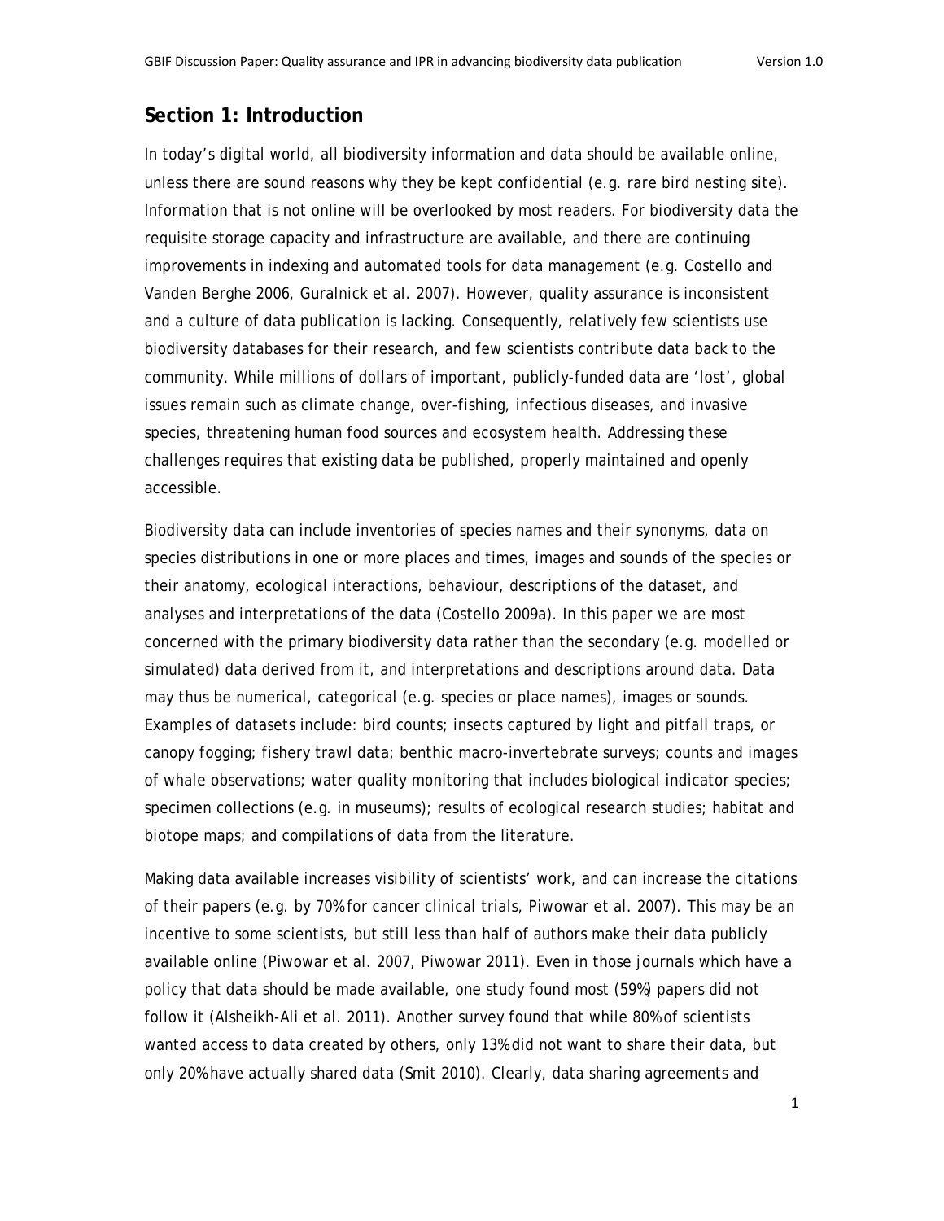## Section 1: Introduction

In today's digital world, all biodiversity information and data should be available online, unless there are sound reasons why they be kept confidential (e.g. rare bird nesting site). Information that is not online will be overlooked by most readers. For biodiversity data the requisite storage capacity and infrastructure are available, and there are continuing improvements in indexing and automated tools for data management (e.g. Costello and Vanden Berghe 2006, Guralnick et al. 2007). However, quality assurance is inconsistent and a culture of data publication is lacking. Consequently, relatively few scientists use biodiversity databases for their research, and few scientists contribute data back to the community. While millions of dollars of important, publicly-funded data are 'lost', global issues remain such as climate change, over-fishing, infectious diseases, and invasive species, threatening human food sources and ecosystem health. Addressing these challenges requires that existing data be published, properly maintained and openly accessible.

Biodiversity data can include inventories of species names and their synonyms, data on species distributions in one or more places and times, images and sounds of the species or their anatomy, ecological interactions, behaviour, descriptions of the dataset, and analyses and interpretations of the data (Costello 2009a). In this paper we are most concerned with the primary biodiversity data rather than the secondary (e.g. modelled or simulated) data derived from it, and interpretations and descriptions around data. Data may thus be numerical, categorical (e.g. species or place names), images or sounds. Examples of datasets include: bird counts; insects captured by light and pitfall traps, or canopy fogging; fishery trawl data; benthic macro-invertebrate surveys; counts and images of whale observations; water quality monitoring that includes biological indicator species; specimen collections (e.g. in museums); results of ecological research studies; habitat and biotope maps; and compilations of data from the literature.

Making data available increases visibility of scientists' work, and can increase the citations of their papers (e.g. by 70% for cancer clinical trials, Piwowar et al. 2007). This may be an incentive to some scientists, but still less than half of authors make their data publicly available online (Piwowar et al. 2007, Piwowar 2011). Even in those journals which have a policy that data should be made available, one study found most (59%) papers did not follow it (Alsheikh-Ali et al. 2011). Another survey found that while 80% of scientists wanted access to data created by others, only 13% did not want to share their data, but only 20% have actually shared data (Smit 2010). Clearly, data sharing agreements and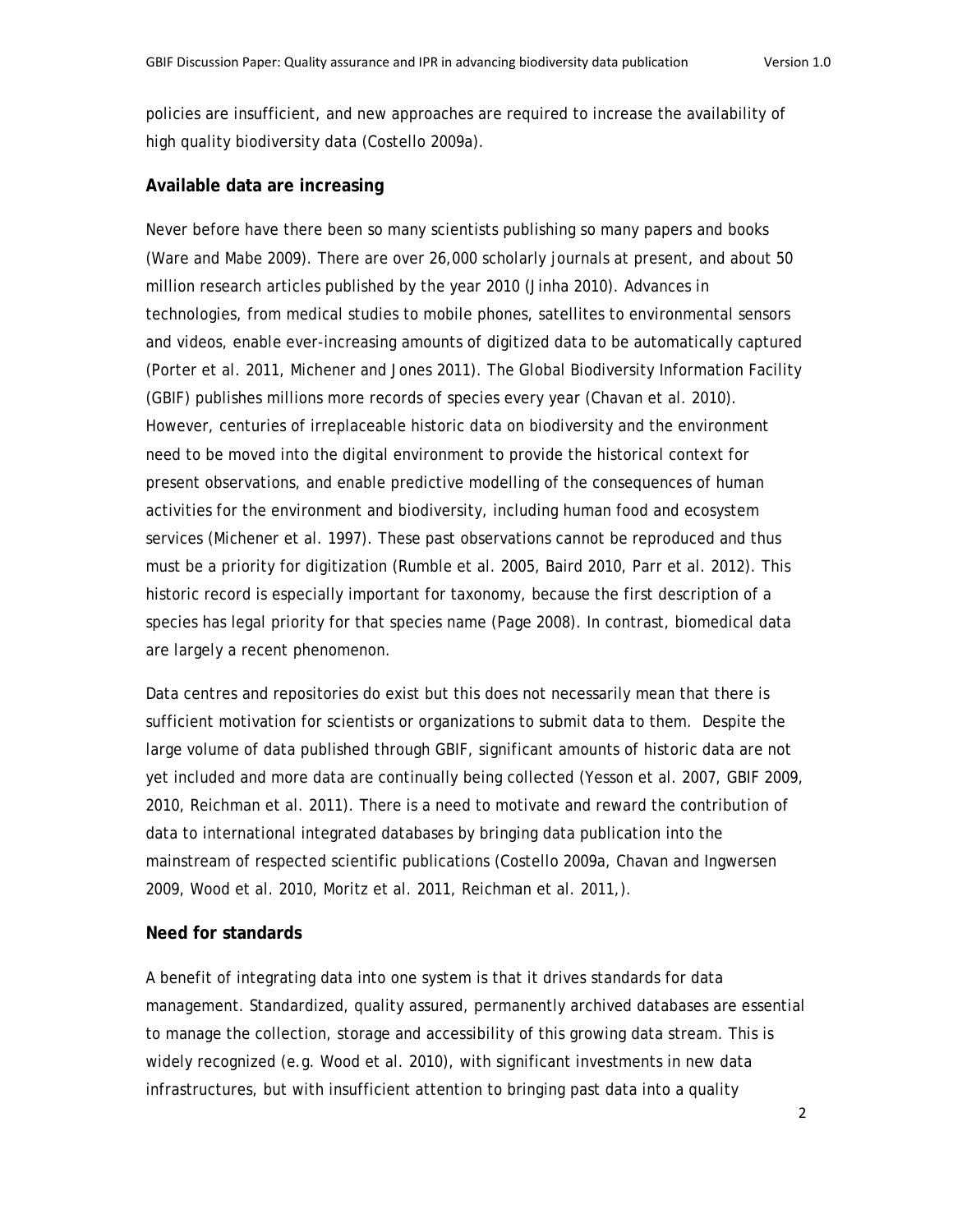policies are insufficient, and new approaches are required to increase the availability of high quality biodiversity data (Costello 2009a).

### Available data are increasing

Never before have there been so many scientists publishing so many papers and books (Ware and Mabe 2009). There are over 26,000 scholarly journals at present, and about 50 million research articles published by the year 2010 (Jinha 2010). Advances in technologies, from medical studies to mobile phones, satellites to environmental sensors and videos, enable ever-increasing amounts of digitized data to be automatically captured (Porter et al. 2011, Michener and Jones 2011). The Global Biodiversity Information Facility (GBIF) publishes millions more records of species every year (Chavan et al. 2010). However, centuries of irreplaceable historic data on biodiversity and the environment need to be moved into the digital environment to provide the historical context for present observations, and enable predictive modelling of the consequences of human activities for the environment and biodiversity, including human food and ecosystem services (Michener et al. 1997). These past observations cannot be reproduced and thus must be a priority for digitization (Rumble et al. 2005, Baird 2010, Parr et al. 2012). This historic record is especially important for taxonomy, because the first description of a species has legal priority for that species name (Page 2008). In contrast, biomedical data are largely a recent phenomenon.

Data centres and repositories do exist but this does not necessarily mean that there is sufficient motivation for scientists or organizations to submit data to them. Despite the large volume of data published through GBIF, significant amounts of historic data are not yet included and more data are continually being collected (Yesson et al. 2007, GBIF 2009, 2010, Reichman et al. 2011). There is a need to motivate and reward the contribution of data to international integrated databases by bringing data publication into the mainstream of respected scientific publications (Costello 2009a, Chavan and Ingwersen 2009, Wood et al. 2010, Moritz et al. 2011, Reichman et al. 2011,).

### Need for standards

A benefit of integrating data into one system is that it drives standards for data management. Standardized, quality assured, permanently archived databases are essential to manage the collection, storage and accessibility of this growing data stream. This is widely recognized (e.g. Wood et al. 2010), with significant investments in new data infrastructures, but with insufficient attention to bringing past data into a quality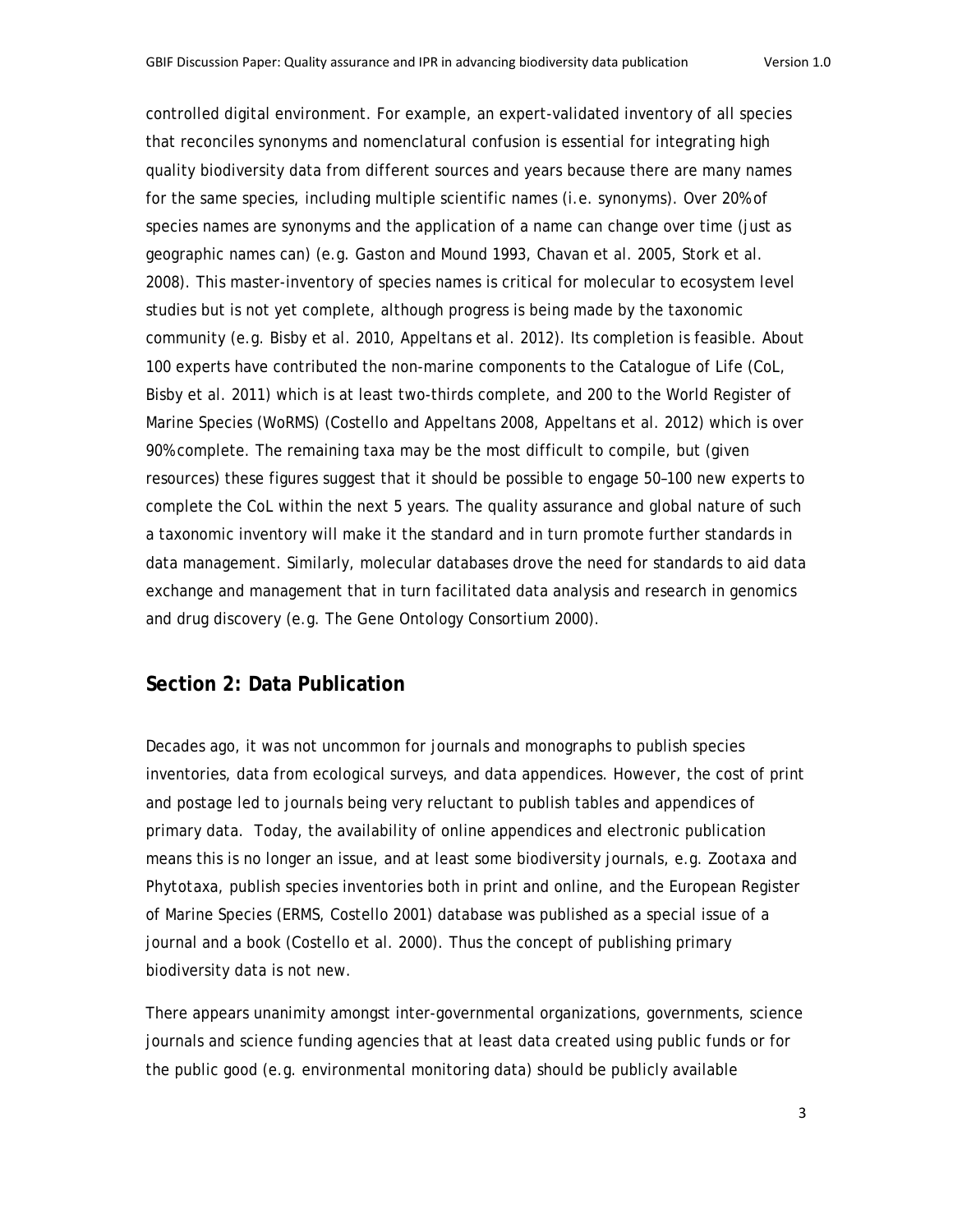controlled digital environment. For example, an expert-validated inventory of all species that reconciles synonyms and nomenclatural confusion is essential for integrating high quality biodiversity data from different sources and years because there are many names for the same species, including multiple scientific names (i.e. synonyms). Over 20% of species names are synonyms and the application of a name can change over time (just as geographic names can) (e.g. Gaston and Mound 1993, Chavan et al. 2005, Stork et al. 2008). This master-inventory of species names is critical for molecular to ecosystem level studies but is not yet complete, although progress is being made by the taxonomic community (e.g. Bisby et al. 2010, Appeltans et al. 2012). Its completion is feasible. About 100 experts have contributed the non-marine components to the Catalogue of Life (CoL, Bisby et al. 2011) which is at least two-thirds complete, and 200 to the World Register of Marine Species (WoRMS) (Costello and Appeltans 2008, Appeltans et al. 2012) which is over 90% complete. The remaining taxa may be the most difficult to compile, but (given resources) these figures suggest that it should be possible to engage 50–100 new experts to complete the CoL within the next 5 years. The quality assurance and global nature of such a taxonomic inventory will make it the standard and in turn promote further standards in data management. Similarly, molecular databases drove the need for standards to aid data exchange and management that in turn facilitated data analysis and research in genomics and drug discovery (e.g. The Gene Ontology Consortium 2000).

## Section 2: Data Publication

Decades ago, it was not uncommon for journals and monographs to publish species inventories, data from ecological surveys, and data appendices. However, the cost of print and postage led to journals being very reluctant to publish tables and appendices of primary data. Today, the availability of online appendices and electronic publication means this is no longer an issue, and at least some biodiversity journals, e.g. Zootaxa and Phytotaxa, publish species inventories both in print and online, and the European Register of Marine Species (ERMS, Costello 2001) database was published as a special issue of a journal and a book (Costello et al. 2000). Thus the concept of publishing primary biodiversity data is not new.

There appears unanimity amongst inter-governmental organizations, governments, science journals and science funding agencies that at least data created using public funds or for the public good (e.g. environmental monitoring data) should be publicly available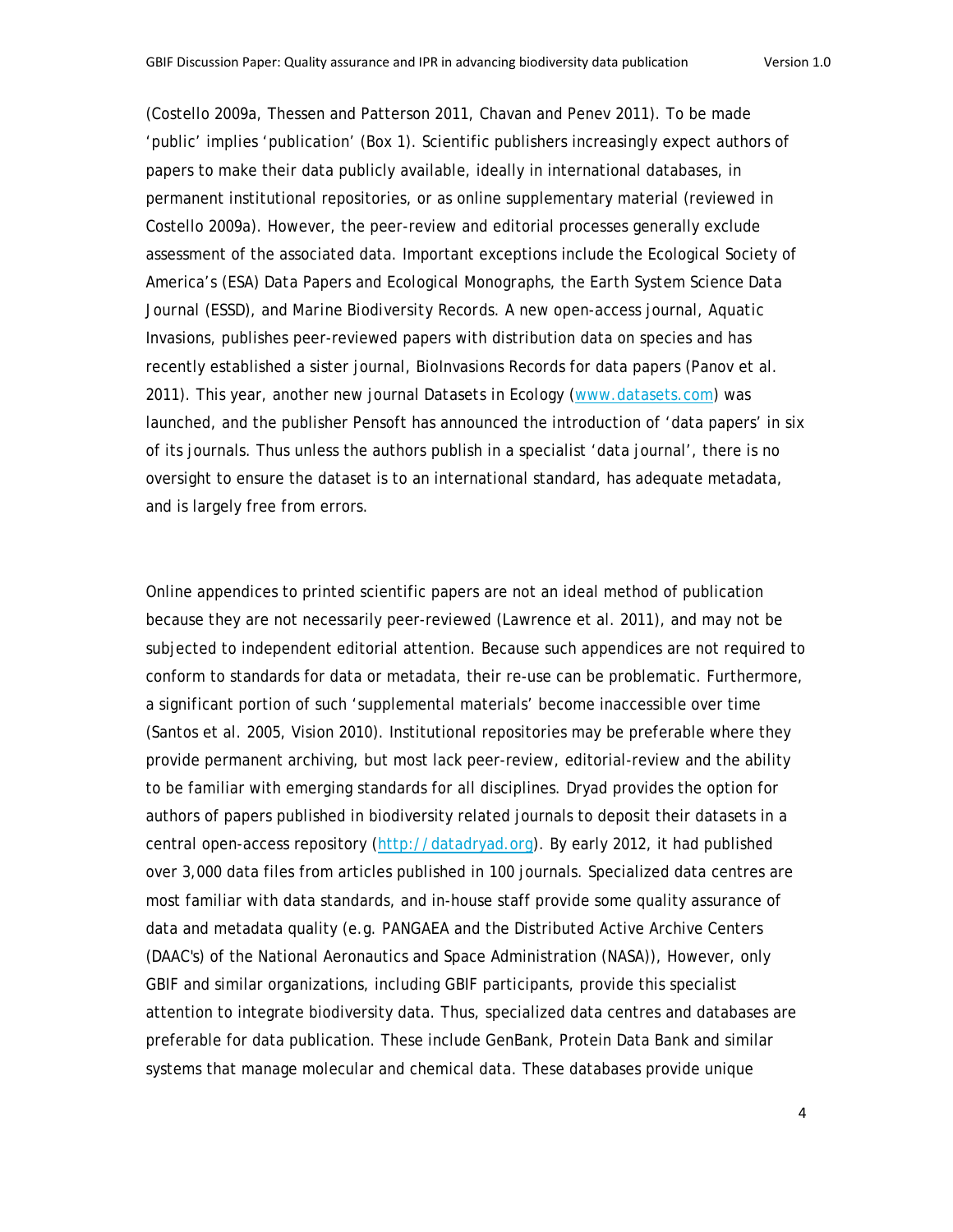(Costello 2009a, Thessen and Patterson 2011, Chavan and Penev 2011). To be made 'public' implies 'publication' (Box 1). Scientific publishers increasingly expect authors of papers to make their data publicly available, ideally in international databases, in permanent institutional repositories, or as online supplementary material (reviewed in Costello 2009a). However, the peer-review and editorial processes generally exclude assessment of the associated data. Important exceptions include the Ecological Society of America's (ESA) Data Papers and Ecological Monographs, the Earth System Science Data Journal (ESSD), and Marine Biodiversity Records. A new open-access journal, Aquatic Invasions, publishes peer-reviewed papers with distribution data on species and has recently established a sister journal, BioInvasions Records for data papers (Panov et al. 2011). This year, another new journal Datasets in Ecology (www.datasets.com) was launched, and the publisher Pensoft has announced the introduction of 'data papers' in six of its journals. Thus unless the authors publish in a specialist 'data journal', there is no oversight to ensure the dataset is to an international standard, has adequate metadata, and is largely free from errors.

Online appendices to printed scientific papers are not an ideal method of publication because they are not necessarily peer-reviewed (Lawrence et al. 2011), and may not be subjected to independent editorial attention. Because such appendices are not required to conform to standards for data or metadata, their re-use can be problematic. Furthermore, a significant portion of such 'supplemental materials' become inaccessible over time (Santos et al. 2005, Vision 2010). Institutional repositories may be preferable where they provide permanent archiving, but most lack peer-review, editorial-review and the ability to be familiar with emerging standards for all disciplines. Dryad provides the option for authors of papers published in biodiversity related journals to deposit their datasets in a central open-access repository (http://datadryad.org). By early 2012, it had published over 3,000 data files from articles published in 100 journals. Specialized data centres are most familiar with data standards, and in-house staff provide some quality assurance of data and metadata quality (e.g. PANGAEA and the Distributed Active Archive Centers (DAAC's) of the National Aeronautics and Space Administration (NASA)), However, only GBIF and similar organizations, including GBIF participants, provide this specialist attention to integrate biodiversity data. Thus, specialized data centres and databases are preferable for data publication. These include GenBank, Protein Data Bank and similar systems that manage molecular and chemical data. These databases provide unique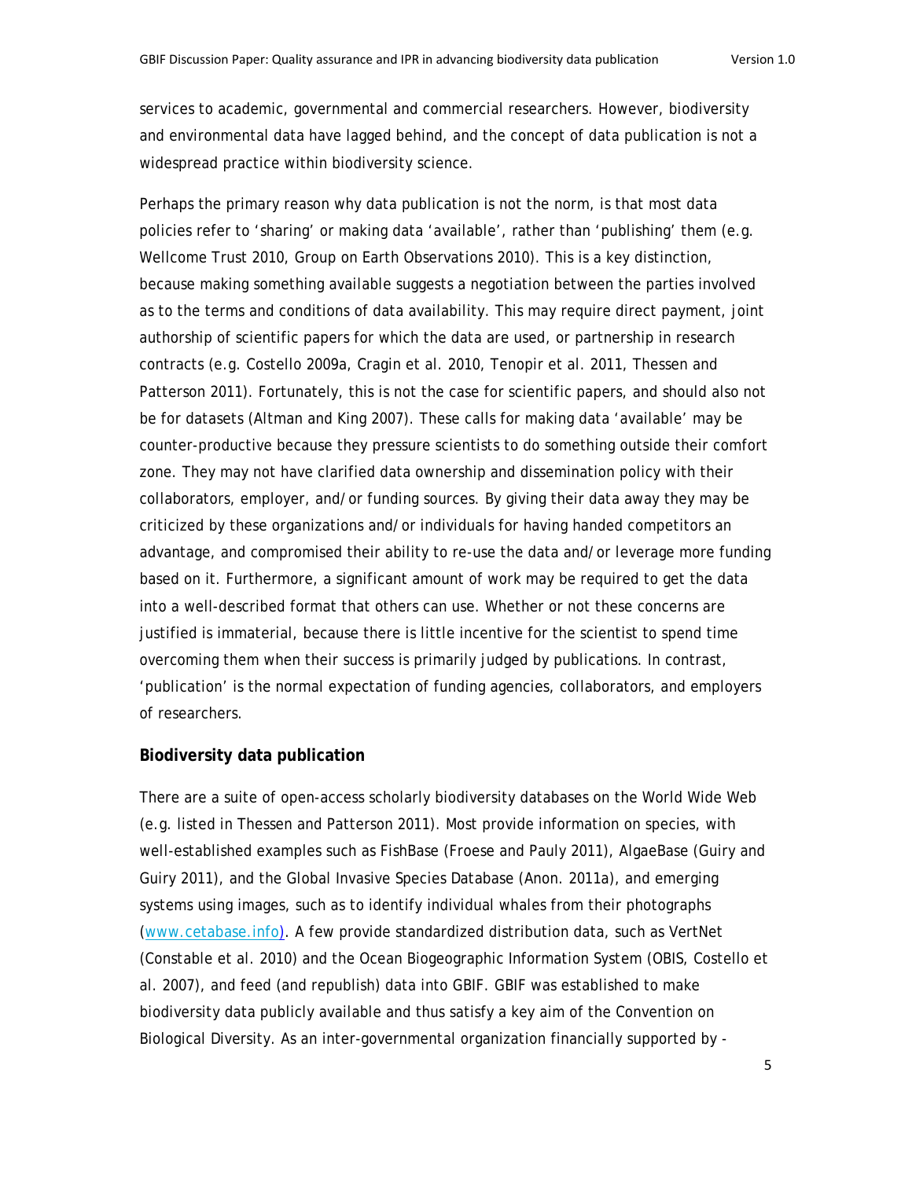services to academic, governmental and commercial researchers. However, biodiversity and environmental data have lagged behind, and the concept of data publication is not a widespread practice within biodiversity science.

Perhaps the primary reason why data publication is not the norm, is that most data policies refer to 'sharing' or making data 'available', rather than 'publishing' them (e.g. Wellcome Trust 2010, Group on Earth Observations 2010). This is a key distinction, because making something available suggests a negotiation between the parties involved as to the terms and conditions of data availability. This may require direct payment, joint authorship of scientific papers for which the data are used, or partnership in research contracts (e.g. Costello 2009a, Cragin et al. 2010, Tenopir et al. 2011, Thessen and Patterson 2011). Fortunately, this is not the case for scientific papers, and should also not be for datasets (Altman and King 2007). These calls for making data 'available' may be counter-productive because they pressure scientists to do something outside their comfort zone. They may not have clarified data ownership and dissemination policy with their collaborators, employer, and/or funding sources. By giving their data away they may be criticized by these organizations and/or individuals for having handed competitors an advantage, and compromised their ability to re-use the data and/or leverage more funding based on it. Furthermore, a significant amount of work may be required to get the data into a well-described format that others can use. Whether or not these concerns are justified is immaterial, because there is little incentive for the scientist to spend time overcoming them when their success is primarily judged by publications. In contrast, 'publication' is the normal expectation of funding agencies, collaborators, and employers of researchers.

## Biodiversity data publication

There are a suite of open-access scholarly biodiversity databases on the World Wide Web (e.g. listed in Thessen and Patterson 2011). Most provide information on species, with well-established examples such as FishBase (Froese and Pauly 2011), AlgaeBase (Guiry and Guiry 2011), and the Global Invasive Species Database (Anon. 2011a), and emerging systems using images, such as to identify individual whales from their photographs (www.cetabase.info). A few provide standardized distribution data, such as VertNet (Constable et al. 2010) and the Ocean Biogeographic Information System (OBIS, Costello et al. 2007), and feed (and republish) data into GBIF. GBIF was established to make biodiversity data publicly available and thus satisfy a key aim of the Convention on Biological Diversity. As an inter-governmental organization financially supported by -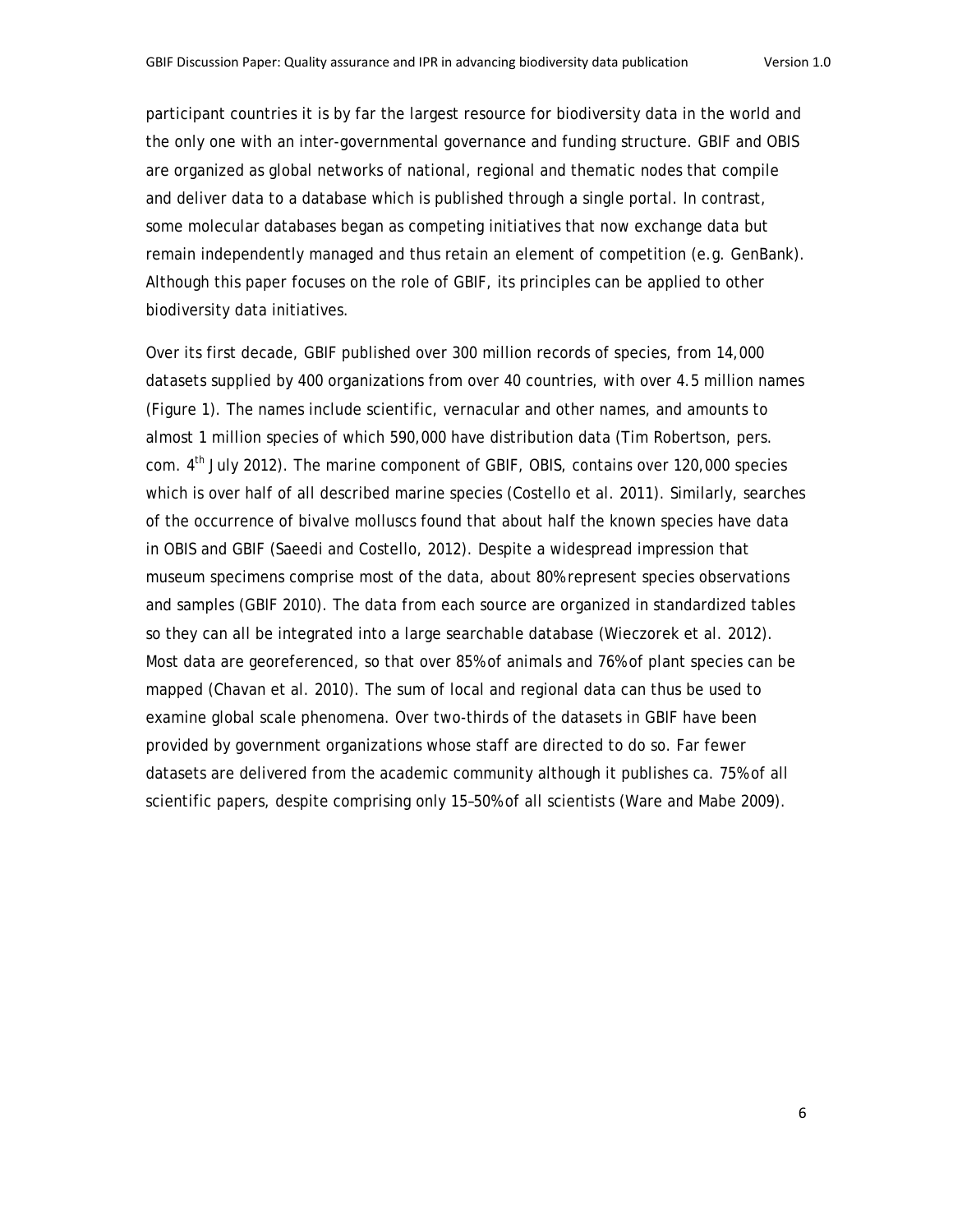participant countries it is by far the largest resource for biodiversity data in the world and the only one with an inter-governmental governance and funding structure. GBIF and OBIS are organized as global networks of national, regional and thematic nodes that compile and deliver data to a database which is published through a single portal. In contrast, some molecular databases began as competing initiatives that now exchange data but remain independently managed and thus retain an element of competition (e.g. GenBank). Although this paper focuses on the role of GBIF, its principles can be applied to other biodiversity data initiatives.

Over its first decade, GBIF published over 300 million records of species, from 14,000 datasets supplied by 400 organizations from over 40 countries, with over 4.5 million names (Figure 1). The names include scientific, vernacular and other names, and amounts to almost 1 million species of which 590,000 have distribution data (Tim Robertson, pers. com. 4th July 2012). The marine component of GBIF, OBIS, contains over 120,000 species which is over half of all described marine species (Costello et al. 2011). Similarly, searches of the occurrence of bivalve molluscs found that about half the known species have data in OBIS and GBIF (Saeedi and Costello, 2012). Despite a widespread impression that museum specimens comprise most of the data, about 80% represent species observations and samples (GBIF 2010). The data from each source are organized in standardized tables so they can all be integrated into a large searchable database (Wieczorek et al. 2012). Most data are georeferenced, so that over 85% of animals and 76% of plant species can be mapped (Chavan et al. 2010). The sum of local and regional data can thus be used to examine global scale phenomena. Over two-thirds of the datasets in GBIF have been provided by government organizations whose staff are directed to do so. Far fewer datasets are delivered from the academic community although it publishes ca. 75% of all scientific papers, despite comprising only 15–50% of all scientists (Ware and Mabe 2009).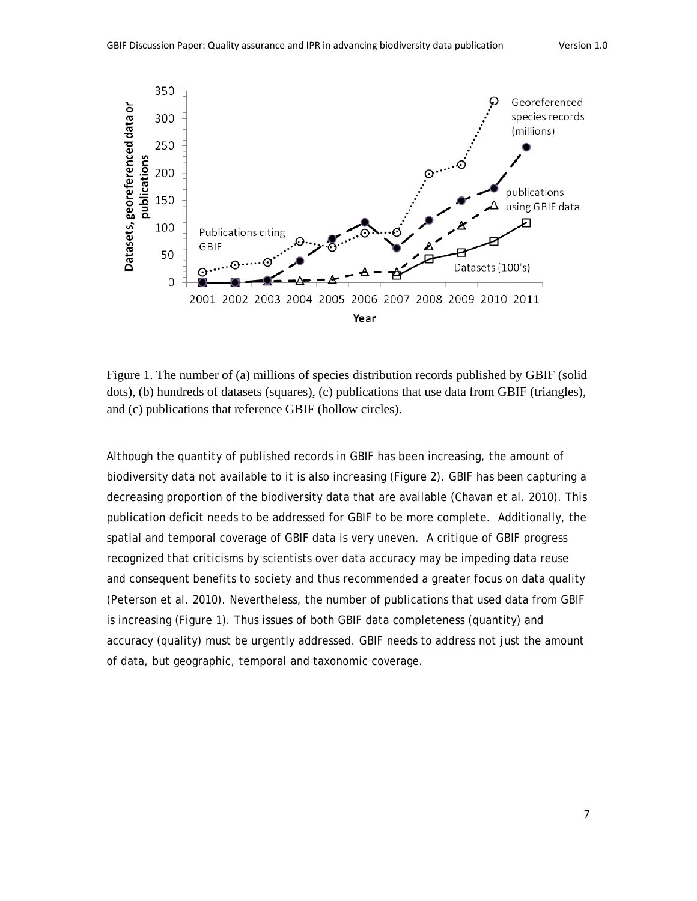Figure 1. The number of (a) millions of species distribution records published by GBIF (solid dots), (b) hundreds of datasets (squares), (c) publications that use data from GBIF (triangles), and (c) publications that reference GBIF (hollow circles).

Although the quantity of published records in GBIF has been increasing, the amount of biodiversity data not available to it is also increasing (Figure 2). GBIF has been capturing a decreasing proportion of the biodiversity data that are available (Chavan et al. 2010). This publication deficit needs to be addressed for GBIF to be more complete. Additionally, the spatial and temporal coverage of GBIF data is very uneven. A critique of GBIF progress recognized that criticisms by scientists over data accuracy may be impeding data reuse and consequent benefits to society and thus recommended a greater focus on data quality (Peterson et al. 2010). Nevertheless, the number of publications that used data from GBIF is increasing (Figure 1). Thus issues of both GBIF data completeness (quantity) and accuracy (quality) must be urgently addressed. GBIF needs to address not just the amount of data, but geographic, temporal and taxonomic coverage.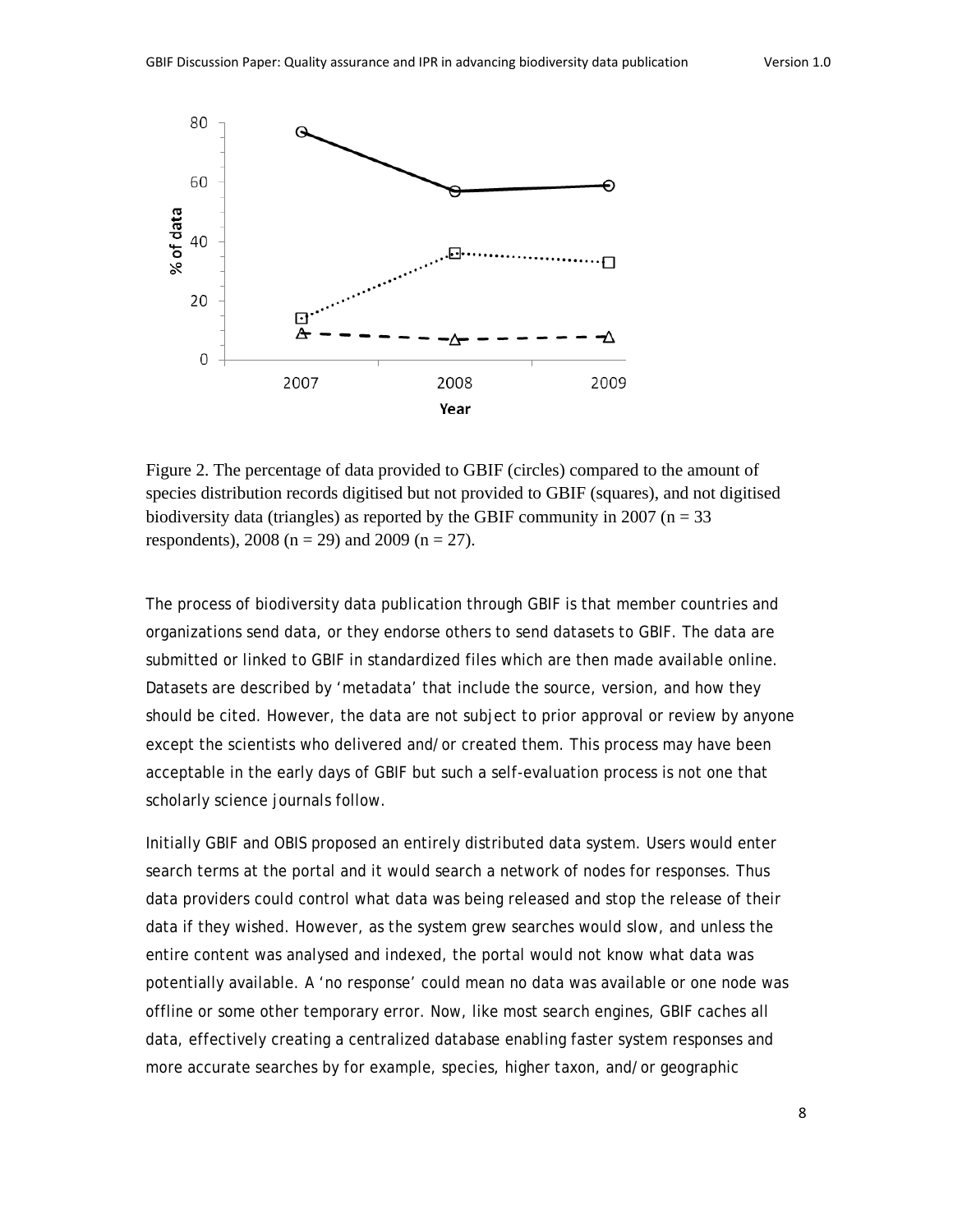Figure 2. The percentage of data provided to GBIF (circles) compared to the amount of species distribution records digitised but not provided to GBIF (squares), and not digitised biodiversity data (triangles) as reported by the GBIF community in 2007 (n = 33 respondents), 2008 (n = 29) and 2009 (n = 27).

The process of biodiversity data publication through GBIF is that member countries and organizations send data, or they endorse others to send datasets to GBIF. The data are submitted or linked to GBIF in standardized files which are then made available online. Datasets are described by 'metadata' that include the source, version, and how they should be cited. However, the data are not subject to prior approval or review by anyone except the scientists who delivered and/or created them. This process may have been acceptable in the early days of GBIF but such a self-evaluation process is not one that scholarly science journals follow.

Initially GBIF and OBIS proposed an entirely distributed data system. Users would enter search terms at the portal and it would search a network of nodes for responses. Thus data providers could control what data was being released and stop the release of their data if they wished. However, as the system grew searches would slow, and unless the entire content was analysed and indexed, the portal would not know what data was potentially available. A 'no response' could mean no data was available or one node was offline or some other temporary error. Now, like most search engines, GBIF caches all data, effectively creating a centralized database enabling faster system responses and more accurate searches by for example, species, higher taxon, and/or geographic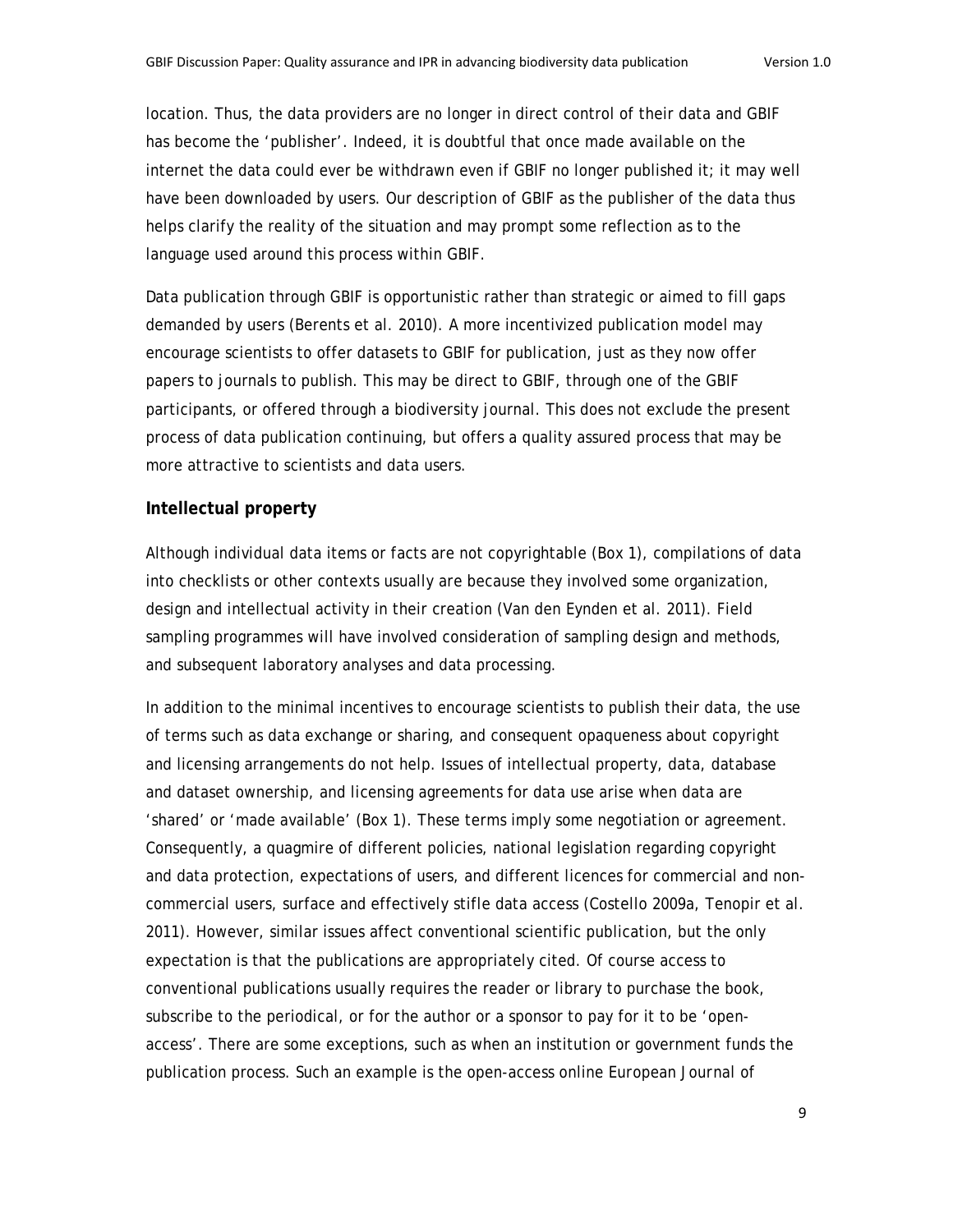location. Thus, the data providers are no longer in direct control of their data and GBIF has become the 'publisher'. Indeed, it is doubtful that once made available on the internet the data could ever be withdrawn even if GBIF no longer published it; it may well have been downloaded by users. Our description of GBIF as the publisher of the data thus helps clarify the reality of the situation and may prompt some reflection as to the language used around this process within GBIF.

Data publication through GBIF is opportunistic rather than strategic or aimed to fill gaps demanded by users (Berents et al. 2010). A more incentivized publication model may encourage scientists to offer datasets to GBIF for publication, just as they now offer papers to journals to publish. This may be direct to GBIF, through one of the GBIF participants, or offered through a biodiversity journal. This does not exclude the present process of data publication continuing, but offers a quality assured process that may be more attractive to scientists and data users.

## Intellectual property

Although individual data items or facts are not copyrightable (Box 1), compilations of data into checklists or other contexts usually are because they involved some organization, design and intellectual activity in their creation (Van den Eynden et al. 2011). Field sampling programmes will have involved consideration of sampling design and methods, and subsequent laboratory analyses and data processing.

In addition to the minimal incentives to encourage scientists to publish their data, the use of terms such as data exchange or sharing, and consequent opaqueness about copyright and licensing arrangements do not help. Issues of intellectual property, data, database and dataset ownership, and licensing agreements for data use arise when data are 'shared' or 'made available' (Box 1). These terms imply some negotiation or agreement. Consequently, a quagmire of different policies, national legislation regarding copyright and data protection, expectations of users, and different licences for commercial and non-commercial users, surface and effectively stifle data access (Costello 2009a, Tenopir et al. 2011). However, similar issues affect conventional scientific publication, but the only expectation is that the publications are appropriately cited. Of course access to conventional publications usually requires the reader or library to purchase the book, subscribe to the periodical, or for the author or a sponsor to pay for it to be 'open-access'. There are some exceptions, such as when an institution or government funds the publication process. Such an example is the open-access online European Journal of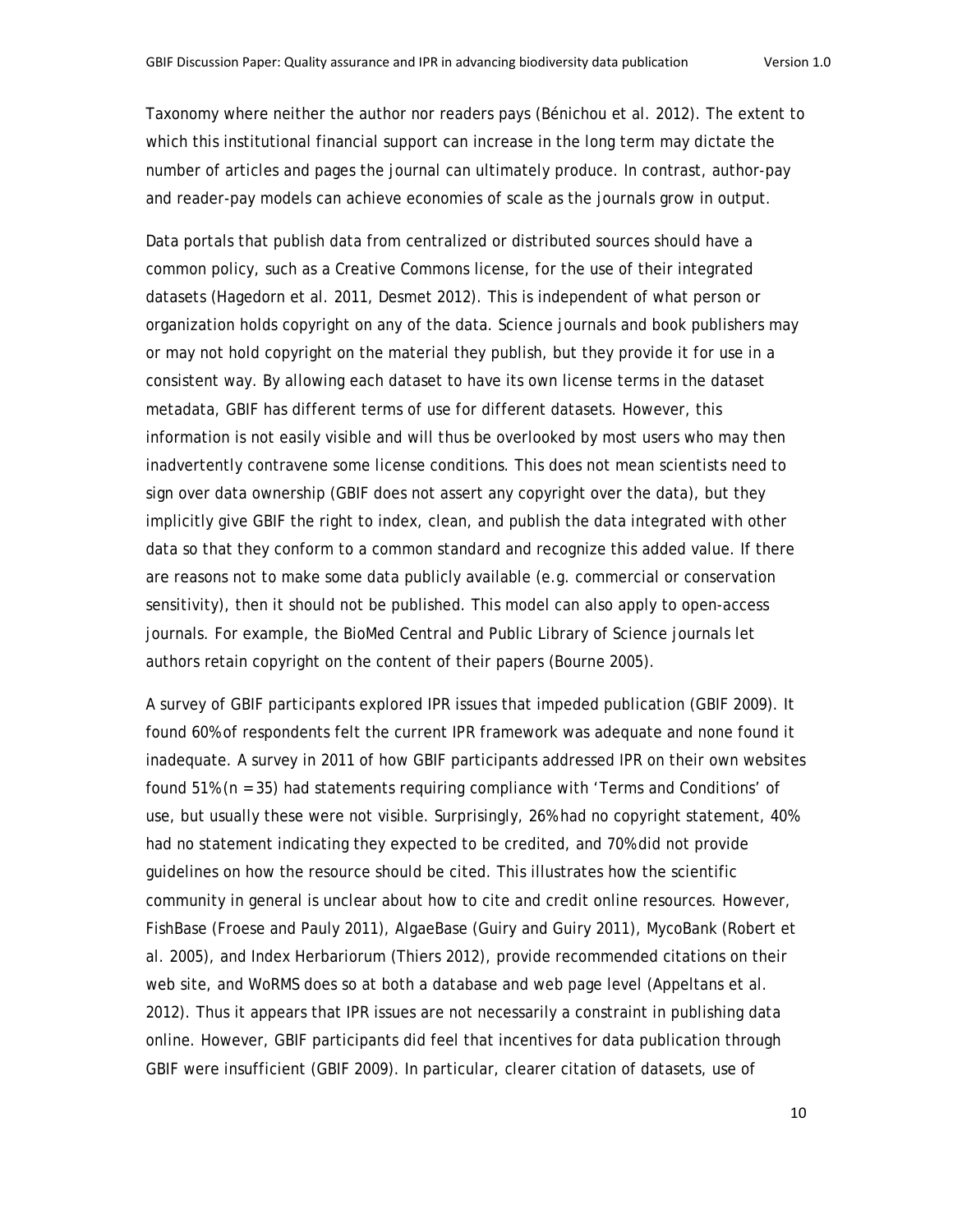Taxonomy where neither the author nor readers pays (Bénichou et al. 2012). The extent to which this institutional financial support can increase in the long term may dictate the number of articles and pages the journal can ultimately produce. In contrast, author-pay and reader-pay models can achieve economies of scale as the journals grow in output.

Data portals that publish data from centralized or distributed sources should have a common policy, such as a Creative Commons license, for the use of their integrated datasets (Hagedorn et al. 2011, Desmet 2012). This is independent of what person or organization holds copyright on any of the data. Science journals and book publishers may or may not hold copyright on the material they publish, but they provide it for use in a consistent way. By allowing each dataset to have its own license terms in the dataset metadata, GBIF has different terms of use for different datasets. However, this information is not easily visible and will thus be overlooked by most users who may then inadvertently contravene some license conditions. This does not mean scientists need to sign over data ownership (GBIF does not assert any copyright over the data), but they implicitly give GBIF the right to index, clean, and publish the data integrated with other data so that they conform to a common standard and recognize this added value. If there are reasons not to make some data publicly available (e.g. commercial or conservation sensitivity), then it should not be published. This model can also apply to open-access journals. For example, the BioMed Central and Public Library of Science journals let authors retain copyright on the content of their papers (Bourne 2005).

A survey of GBIF participants explored IPR issues that impeded publication (GBIF 2009). It found 60% of respondents felt the current IPR framework was adequate and none found it inadequate. A survey in 2011 of how GBIF participants addressed IPR on their own websites found 51% (n = 35) had statements requiring compliance with 'Terms and Conditions' of use, but usually these were not visible. Surprisingly, 26% had no copyright statement, 40% had no statement indicating they expected to be credited, and 70% did not provide guidelines on how the resource should be cited. This illustrates how the scientific community in general is unclear about how to cite and credit online resources. However, FishBase (Froese and Pauly 2011), AlgaeBase (Guiry and Guiry 2011), MycoBank (Robert et al. 2005), and Index Herbariorum (Thiers 2012), provide recommended citations on their web site, and WoRMS does so at both a database and web page level (Appeltans et al. 2012). Thus it appears that IPR issues are not necessarily a constraint in publishing data online. However, GBIF participants did feel that incentives for data publication through GBIF were insufficient (GBIF 2009). In particular, clearer citation of datasets, use of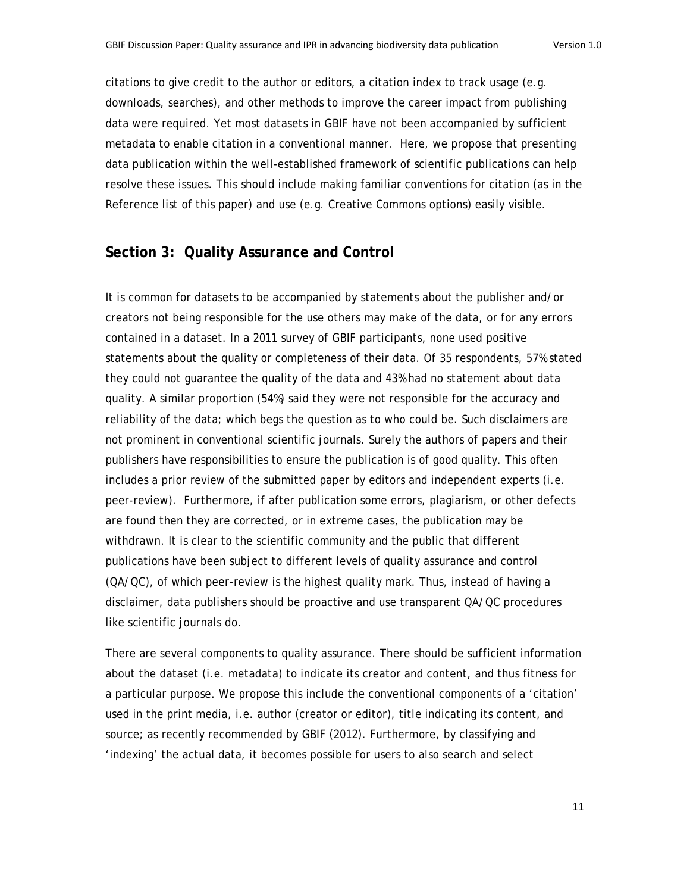citations to give credit to the author or editors, a citation index to track usage (e.g. downloads, searches), and other methods to improve the career impact from publishing data were required. Yet most datasets in GBIF have not been accompanied by sufficient metadata to enable citation in a conventional manner. Here, we propose that presenting data publication within the well-established framework of scientific publications can help resolve these issues. This should include making familiar conventions for citation (as in the Reference list of this paper) and use (e.g. Creative Commons options) easily visible.

## Section 3: Quality Assurance and Control

It is common for datasets to be accompanied by statements about the publisher and/or creators not being responsible for the use others may make of the data, or for any errors contained in a dataset. In a 2011 survey of GBIF participants, none used positive statements about the quality or completeness of their data. Of 35 respondents, 57% stated they could not guarantee the quality of the data and 43% had no statement about data quality. A similar proportion (54%) said they were not responsible for the accuracy and reliability of the data; which begs the question as to who could be. Such disclaimers are not prominent in conventional scientific journals. Surely the authors of papers and their publishers have responsibilities to ensure the publication is of good quality. This often includes a prior review of the submitted paper by editors and independent experts (i.e. peer-review). Furthermore, if after publication some errors, plagiarism, or other defects are found then they are corrected, or in extreme cases, the publication may be withdrawn. It is clear to the scientific community and the public that different publications have been subject to different levels of quality assurance and control (QA/QC), of which peer-review is the highest quality mark. Thus, instead of having a disclaimer, data publishers should be proactive and use transparent QA/QC procedures like scientific journals do.

There are several components to quality assurance. There should be sufficient information about the dataset (i.e. metadata) to indicate its creator and content, and thus fitness for a particular purpose. We propose this include the conventional components of a 'citation' used in the print media, i.e. author (creator or editor), title indicating its content, and source; as recently recommended by GBIF (2012). Furthermore, by classifying and 'indexing' the actual data, it becomes possible for users to also search and select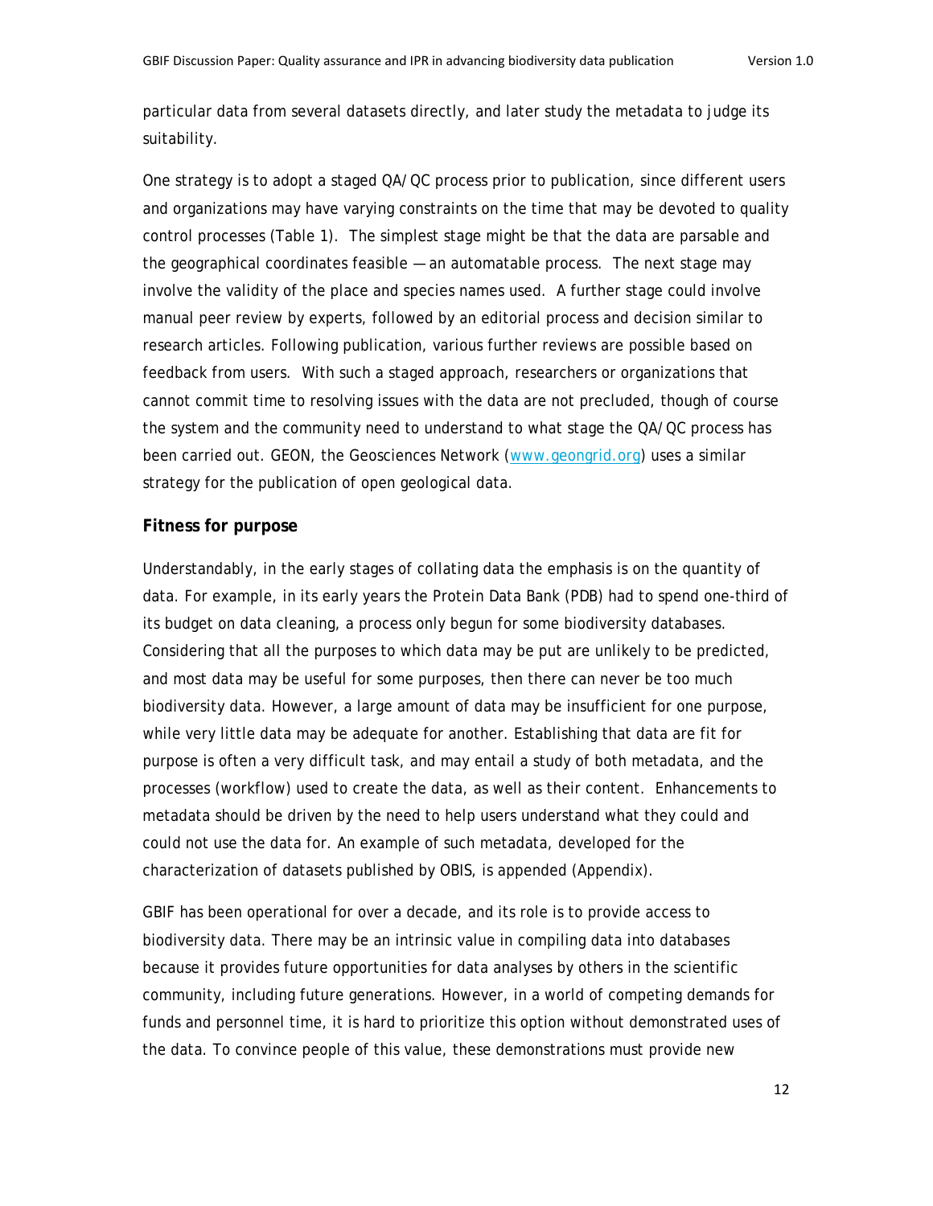particular data from several datasets directly, and later study the metadata to judge its suitability.

One strategy is to adopt a staged QA/QC process prior to publication, since different users and organizations may have varying constraints on the time that may be devoted to quality control processes (Table 1). The simplest stage might be that the data are parsable and the geographical coordinates feasible — an automatable process. The next stage may involve the validity of the place and species names used. A further stage could involve manual peer review by experts, followed by an editorial process and decision similar to research articles. Following publication, various further reviews are possible based on feedback from users. With such a staged approach, researchers or organizations that cannot commit time to resolving issues with the data are not precluded, though of course the system and the community need to understand to what stage the QA/QC process has been carried out. GEON, the Geosciences Network (www.geongrid.org) uses a similar strategy for the publication of open geological data.

**Fitness for purpose**

Understandably, in the early stages of collating data the emphasis is on the quantity of data. For example, in its early years the Protein Data Bank (PDB) had to spend one-third of its budget on data cleaning, a process only begun for some biodiversity databases. Considering that all the purposes to which data may be put are unlikely to be predicted, and most data may be useful for some purposes, then there can never be too much biodiversity data. However, a large amount of data may be insufficient for one purpose, while very little data may be adequate for another. Establishing that data are fit for purpose is often a very difficult task, and may entail a study of both metadata, and the processes (workflow) used to create the data, as well as their content. Enhancements to metadata should be driven by the need to help users understand what they could and could not use the data for. An example of such metadata, developed for the characterization of datasets published by OBIS, is appended (Appendix).

GBIF has been operational for over a decade, and its role is to provide access to biodiversity data. There may be an intrinsic value in compiling data into databases because it provides future opportunities for data analyses by others in the scientific community, including future generations. However, in a world of competing demands for funds and personnel time, it is hard to prioritize this option without demonstrated uses of the data. To convince people of this value, these demonstrations must provide new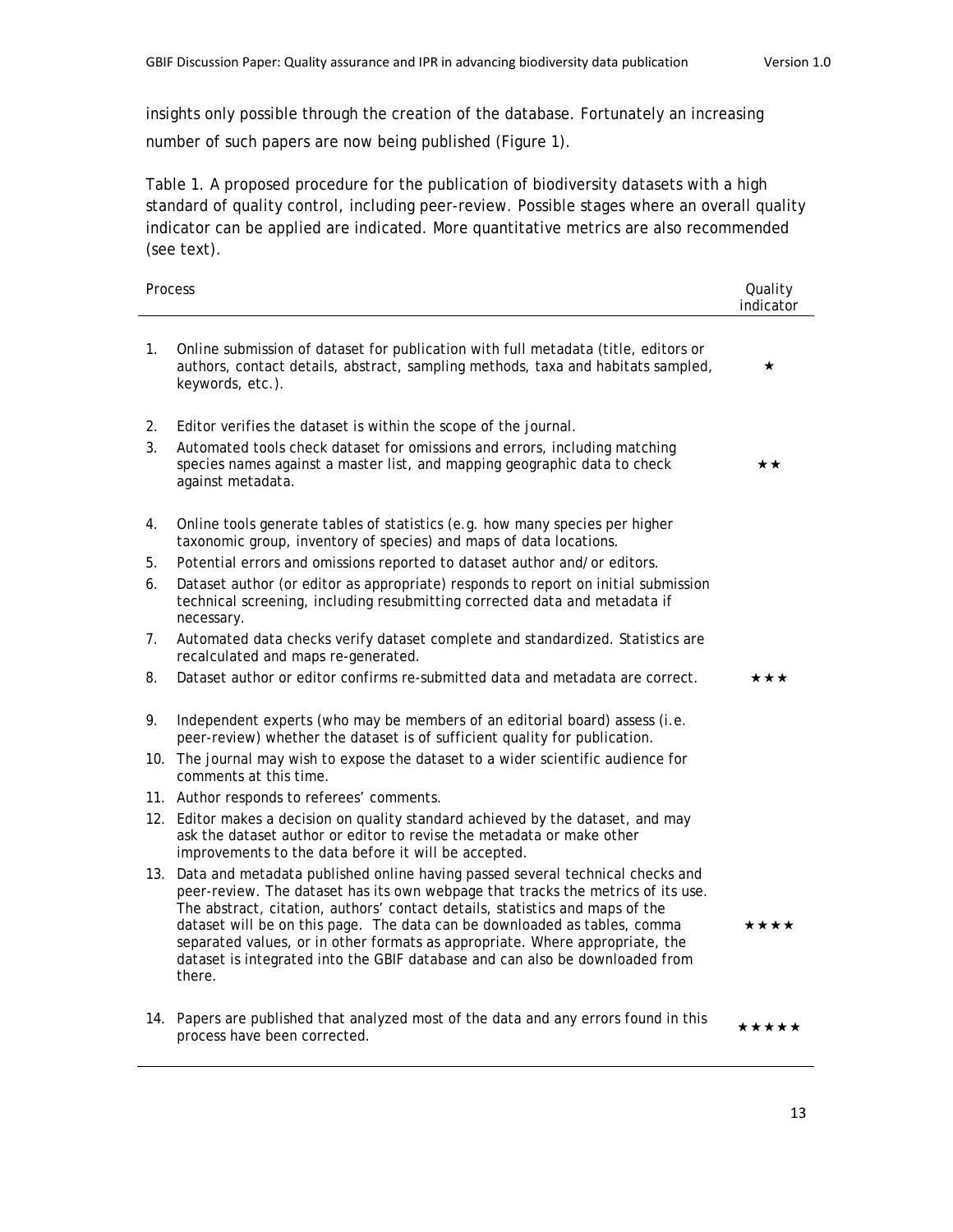insights only possible through the creation of the database. Fortunately an increasing number of such papers are now being published (Figure 1).

Table 1. A proposed procedure for the publication of biodiversity datasets with a high standard of quality control, including peer-review. Possible stages where an overall quality indicator can be applied are indicated. More quantitative metrics are also recommended (see text).

| | Process | Quality indicator |
|---|---|---|
| 1. | Online submission of dataset for publication with full metadata (title, editors or authors, contact details, abstract, sampling methods, taxa and habitats sampled, keywords, etc.). | ★ |
| 2. | Editor verifies the dataset is within the scope of the journal. | |
| 3. | Automated tools check dataset for omissions and errors, including matching species names against a master list, and mapping geographic data to check against metadata. | ★★ |
| 4. | Online tools generate tables of statistics (e.g. how many species per higher taxonomic group, inventory of species) and maps of data locations. | |
| 5. | Potential errors and omissions reported to dataset author and/or editors. | |
| 6. | Dataset author (or editor as appropriate) responds to report on initial submission technical screening, including resubmitting corrected data and metadata if necessary. | |
| 7. | Automated data checks verify dataset complete and standardized. Statistics are recalculated and maps re-generated. | |
| 8. | Dataset author or editor confirms re-submitted data and metadata are correct. | ★★★ |
| 9. | Independent experts (who may be members of an editorial board) assess (i.e. peer-review) whether the dataset is of sufficient quality for publication. | |
| 10. | The journal may wish to expose the dataset to a wider scientific audience for comments at this time. | |
| 11. | Author responds to referees' comments. | |
| 12. | Editor makes a decision on quality standard achieved by the dataset, and may ask the dataset author or editor to revise the metadata or make other improvements to the data before it will be accepted. | |
| 13. | Data and metadata published online having passed several technical checks and peer-review. The dataset has its own webpage that tracks the metrics of its use. The abstract, citation, authors' contact details, statistics and maps of the dataset will be on this page. The data can be downloaded as tables, comma separated values, or in other formats as appropriate. Where appropriate, the dataset is integrated into the GBIF database and can also be downloaded from there. | ★★★★ |
| 14. | Papers are published that analyzed most of the data and any errors found in this process have been corrected. | ★★★★★ |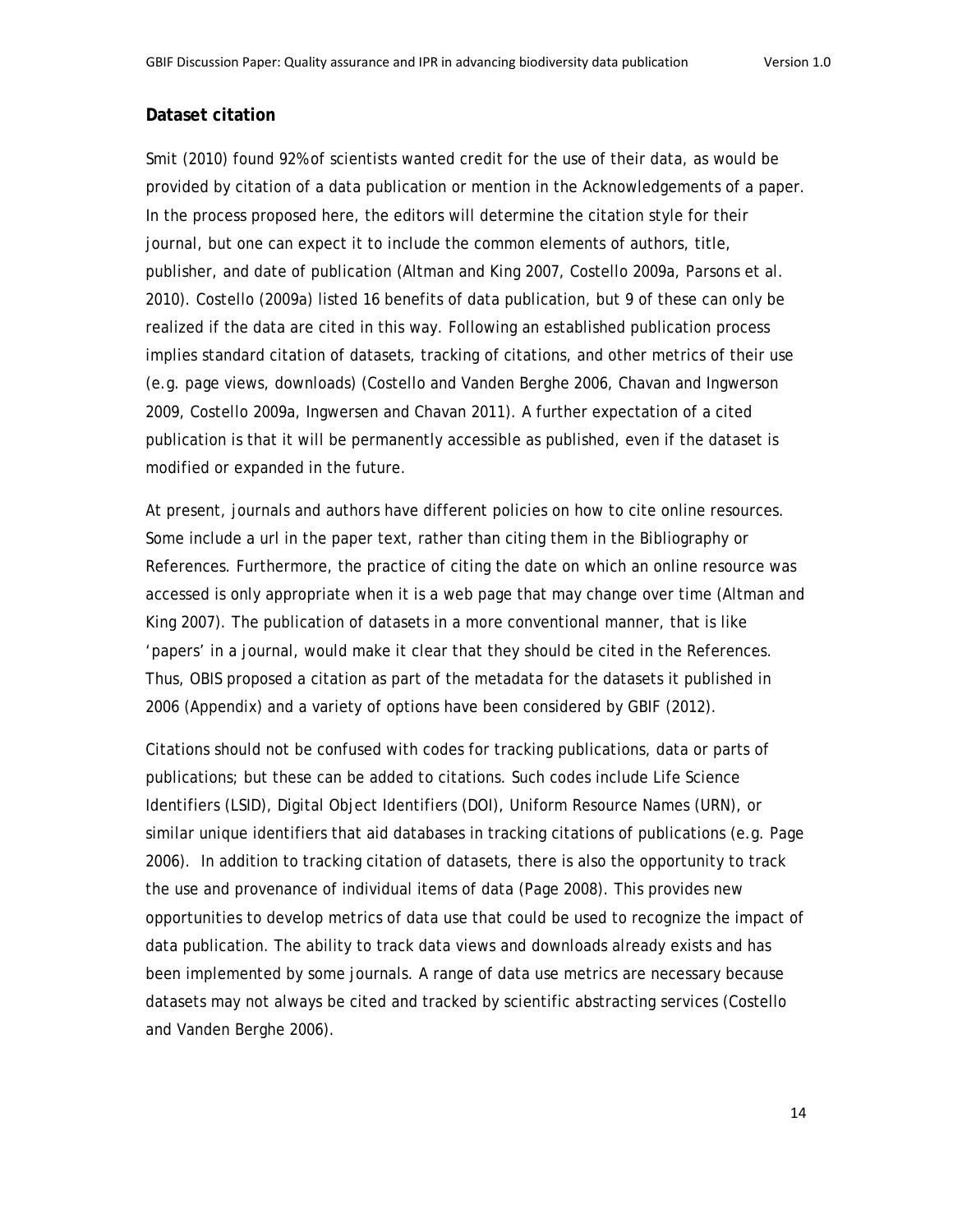## Dataset citation

Smit (2010) found 92% of scientists wanted credit for the use of their data, as would be provided by citation of a data publication or mention in the Acknowledgements of a paper. In the process proposed here, the editors will determine the citation style for their journal, but one can expect it to include the common elements of authors, title, publisher, and date of publication (Altman and King 2007, Costello 2009a, Parsons et al. 2010). Costello (2009a) listed 16 benefits of data publication, but 9 of these can only be realized if the data are cited in this way. Following an established publication process implies standard citation of datasets, tracking of citations, and other metrics of their use (e.g. page views, downloads) (Costello and Vanden Berghe 2006, Chavan and Ingwerson 2009, Costello 2009a, Ingwersen and Chavan 2011). A further expectation of a cited publication is that it will be permanently accessible as published, even if the dataset is modified or expanded in the future.

At present, journals and authors have different policies on how to cite online resources. Some include a url in the paper text, rather than citing them in the Bibliography or References. Furthermore, the practice of citing the date on which an online resource was accessed is only appropriate when it is a web page that may change over time (Altman and King 2007). The publication of datasets in a more conventional manner, that is like 'papers' in a journal, would make it clear that they should be cited in the References. Thus, OBIS proposed a citation as part of the metadata for the datasets it published in 2006 (Appendix) and a variety of options have been considered by GBIF (2012).

Citations should not be confused with codes for tracking publications, data or parts of publications; but these can be added to citations. Such codes include Life Science Identifiers (LSID), Digital Object Identifiers (DOI), Uniform Resource Names (URN), or similar unique identifiers that aid databases in tracking citations of publications (e.g. Page 2006). In addition to tracking citation of datasets, there is also the opportunity to track the use and provenance of individual items of data (Page 2008). This provides new opportunities to develop metrics of data use that could be used to recognize the impact of data publication. The ability to track data views and downloads already exists and has been implemented by some journals. A range of data use metrics are necessary because datasets may not always be cited and tracked by scientific abstracting services (Costello and Vanden Berghe 2006).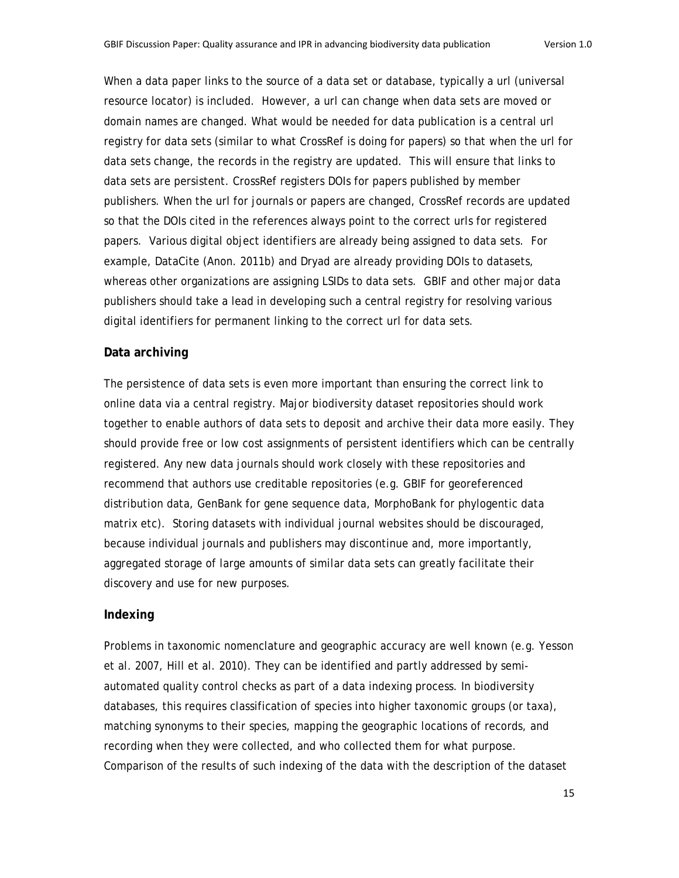When a data paper links to the source of a data set or database, typically a url (universal resource locator) is included. However, a url can change when data sets are moved or domain names are changed. What would be needed for data publication is a central url registry for data sets (similar to what CrossRef is doing for papers) so that when the url for data sets change, the records in the registry are updated. This will ensure that links to data sets are persistent. CrossRef registers DOIs for papers published by member publishers. When the url for journals or papers are changed, CrossRef records are updated so that the DOIs cited in the references always point to the correct urls for registered papers. Various digital object identifiers are already being assigned to data sets. For example, DataCite (Anon. 2011b) and Dryad are already providing DOIs to datasets, whereas other organizations are assigning LSIDs to data sets. GBIF and other major data publishers should take a lead in developing such a central registry for resolving various digital identifiers for permanent linking to the correct url for data sets.

## Data archiving

The persistence of data sets is even more important than ensuring the correct link to online data via a central registry. Major biodiversity dataset repositories should work together to enable authors of data sets to deposit and archive their data more easily. They should provide free or low cost assignments of persistent identifiers which can be centrally registered. Any new data journals should work closely with these repositories and recommend that authors use creditable repositories (e.g. GBIF for georeferenced distribution data, GenBank for gene sequence data, MorphoBank for phylogentic data matrix etc). Storing datasets with individual journal websites should be discouraged, because individual journals and publishers may discontinue and, more importantly, aggregated storage of large amounts of similar data sets can greatly facilitate their discovery and use for new purposes.

## Indexing

Problems in taxonomic nomenclature and geographic accuracy are well known (e.g. Yesson et al. 2007, Hill et al. 2010). They can be identified and partly addressed by semi-automated quality control checks as part of a data indexing process. In biodiversity databases, this requires classification of species into higher taxonomic groups (or taxa), matching synonyms to their species, mapping the geographic locations of records, and recording when they were collected, and who collected them for what purpose. Comparison of the results of such indexing of the data with the description of the dataset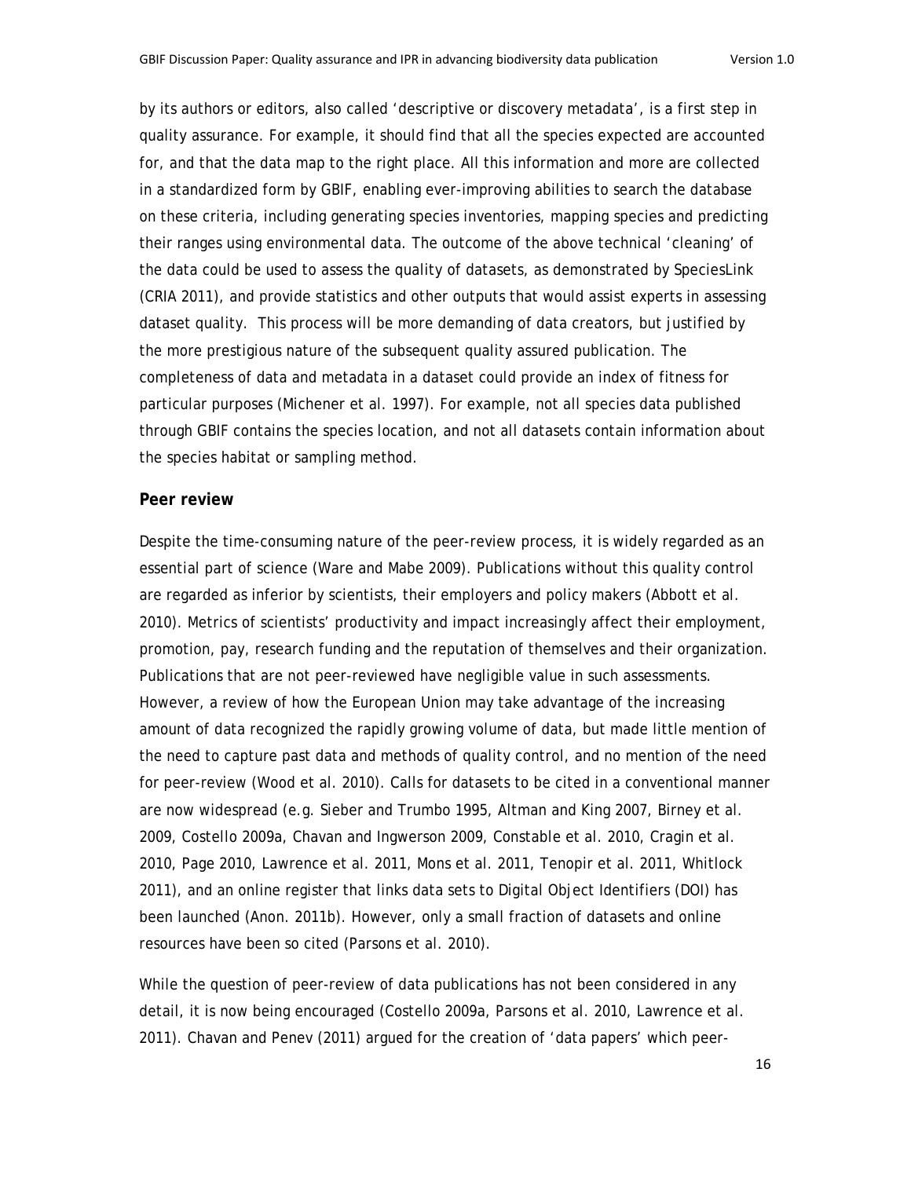by its authors or editors, also called 'descriptive or discovery metadata', is a first step in quality assurance. For example, it should find that all the species expected are accounted for, and that the data map to the right place. All this information and more are collected in a standardized form by GBIF, enabling ever-improving abilities to search the database on these criteria, including generating species inventories, mapping species and predicting their ranges using environmental data. The outcome of the above technical 'cleaning' of the data could be used to assess the quality of datasets, as demonstrated by SpeciesLink (CRIA 2011), and provide statistics and other outputs that would assist experts in assessing dataset quality. This process will be more demanding of data creators, but justified by the more prestigious nature of the subsequent quality assured publication. The completeness of data and metadata in a dataset could provide an index of fitness for particular purposes (Michener et al. 1997). For example, not all species data published through GBIF contains the species location, and not all datasets contain information about the species habitat or sampling method.

## Peer review

Despite the time-consuming nature of the peer-review process, it is widely regarded as an essential part of science (Ware and Mabe 2009). Publications without this quality control are regarded as inferior by scientists, their employers and policy makers (Abbott et al. 2010). Metrics of scientists' productivity and impact increasingly affect their employment, promotion, pay, research funding and the reputation of themselves and their organization. Publications that are not peer-reviewed have negligible value in such assessments. However, a review of how the European Union may take advantage of the increasing amount of data recognized the rapidly growing volume of data, but made little mention of the need to capture past data and methods of quality control, and no mention of the need for peer-review (Wood et al. 2010). Calls for datasets to be cited in a conventional manner are now widespread (e.g. Sieber and Trumbo 1995, Altman and King 2007, Birney et al. 2009, Costello 2009a, Chavan and Ingwerson 2009, Constable et al. 2010, Cragin et al. 2010, Page 2010, Lawrence et al. 2011, Mons et al. 2011, Tenopir et al. 2011, Whitlock 2011), and an online register that links data sets to Digital Object Identifiers (DOI) has been launched (Anon. 2011b). However, only a small fraction of datasets and online resources have been so cited (Parsons et al. 2010).

While the question of peer-review of data publications has not been considered in any detail, it is now being encouraged (Costello 2009a, Parsons et al. 2010, Lawrence et al. 2011). Chavan and Penev (2011) argued for the creation of 'data papers' which peer-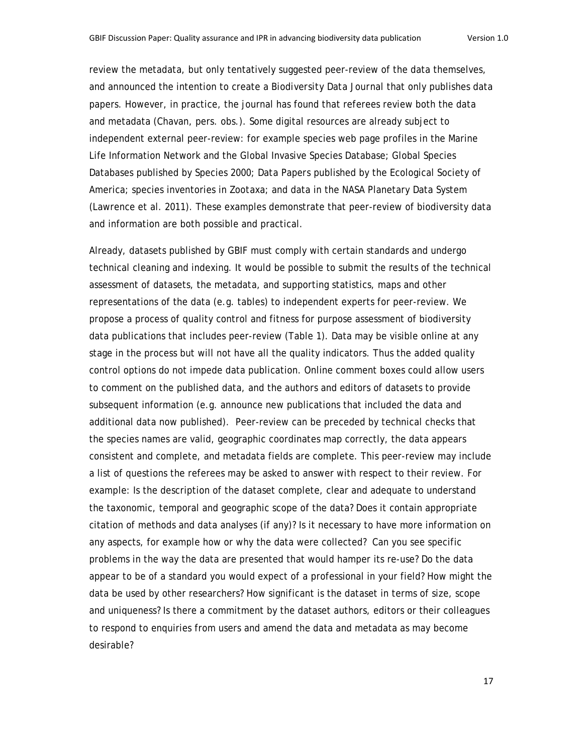review the metadata, but only tentatively suggested peer-review of the data themselves, and announced the intention to create a Biodiversity Data Journal that only publishes data papers. However, in practice, the journal has found that referees review both the data and metadata (Chavan, pers. obs.). Some digital resources are already subject to independent external peer-review: for example species web page profiles in the Marine Life Information Network and the Global Invasive Species Database; Global Species Databases published by Species 2000; Data Papers published by the Ecological Society of America; species inventories in Zootaxa; and data in the NASA Planetary Data System (Lawrence et al. 2011). These examples demonstrate that peer-review of biodiversity data and information are both possible and practical.

Already, datasets published by GBIF must comply with certain standards and undergo technical cleaning and indexing. It would be possible to submit the results of the technical assessment of datasets, the metadata, and supporting statistics, maps and other representations of the data (e.g. tables) to independent experts for peer-review. We propose a process of quality control and fitness for purpose assessment of biodiversity data publications that includes peer-review (Table 1). Data may be visible online at any stage in the process but will not have all the quality indicators. Thus the added quality control options do not impede data publication. Online comment boxes could allow users to comment on the published data, and the authors and editors of datasets to provide subsequent information (e.g. announce new publications that included the data and additional data now published). Peer-review can be preceded by technical checks that the species names are valid, geographic coordinates map correctly, the data appears consistent and complete, and metadata fields are complete. This peer-review may include a list of questions the referees may be asked to answer with respect to their review. For example: Is the description of the dataset complete, clear and adequate to understand the taxonomic, temporal and geographic scope of the data? Does it contain appropriate citation of methods and data analyses (if any)? Is it necessary to have more information on any aspects, for example how or why the data were collected? Can you see specific problems in the way the data are presented that would hamper its re-use? Do the data appear to be of a standard you would expect of a professional in your field? How might the data be used by other researchers? How significant is the dataset in terms of size, scope and uniqueness? Is there a commitment by the dataset authors, editors or their colleagues to respond to enquiries from users and amend the data and metadata as may become desirable?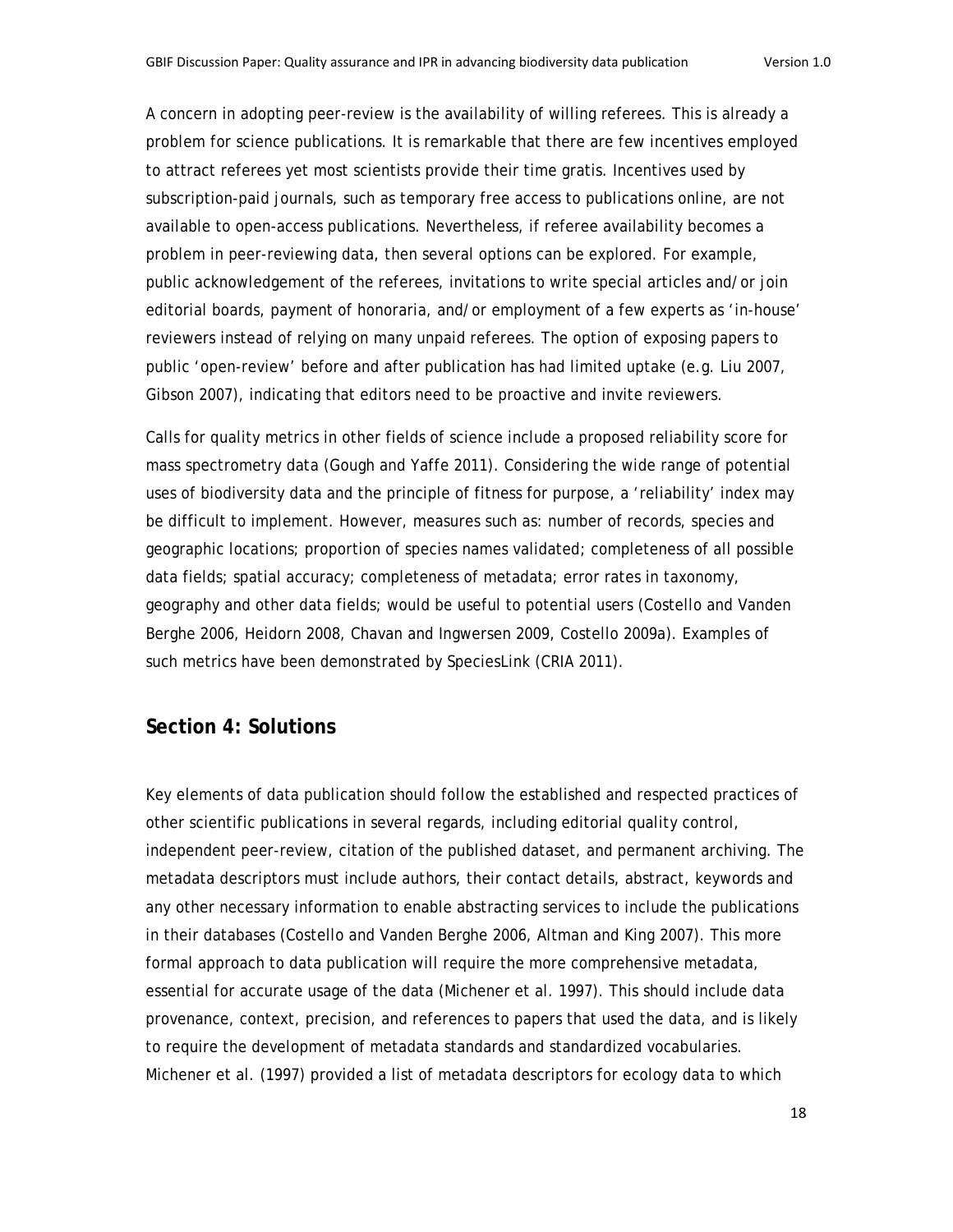A concern in adopting peer-review is the availability of willing referees. This is already a problem for science publications. It is remarkable that there are few incentives employed to attract referees yet most scientists provide their time gratis. Incentives used by subscription-paid journals, such as temporary free access to publications online, are not available to open-access publications. Nevertheless, if referee availability becomes a problem in peer-reviewing data, then several options can be explored. For example, public acknowledgement of the referees, invitations to write special articles and/or join editorial boards, payment of honoraria, and/or employment of a few experts as 'in-house' reviewers instead of relying on many unpaid referees. The option of exposing papers to public 'open-review' before and after publication has had limited uptake (e.g. Liu 2007, Gibson 2007), indicating that editors need to be proactive and invite reviewers.

Calls for quality metrics in other fields of science include a proposed reliability score for mass spectrometry data (Gough and Yaffe 2011). Considering the wide range of potential uses of biodiversity data and the principle of fitness for purpose, a 'reliability' index may be difficult to implement. However, measures such as: number of records, species and geographic locations; proportion of species names validated; completeness of all possible data fields; spatial accuracy; completeness of metadata; error rates in taxonomy, geography and other data fields; would be useful to potential users (Costello and Vanden Berghe 2006, Heidorn 2008, Chavan and Ingwersen 2009, Costello 2009a). Examples of such metrics have been demonstrated by SpeciesLink (CRIA 2011).

## Section 4: Solutions

Key elements of data publication should follow the established and respected practices of other scientific publications in several regards, including editorial quality control, independent peer-review, citation of the published dataset, and permanent archiving. The metadata descriptors must include authors, their contact details, abstract, keywords and any other necessary information to enable abstracting services to include the publications in their databases (Costello and Vanden Berghe 2006, Altman and King 2007). This more formal approach to data publication will require the more comprehensive metadata, essential for accurate usage of the data (Michener et al. 1997). This should include data provenance, context, precision, and references to papers that used the data, and is likely to require the development of metadata standards and standardized vocabularies. Michener et al. (1997) provided a list of metadata descriptors for ecology data to which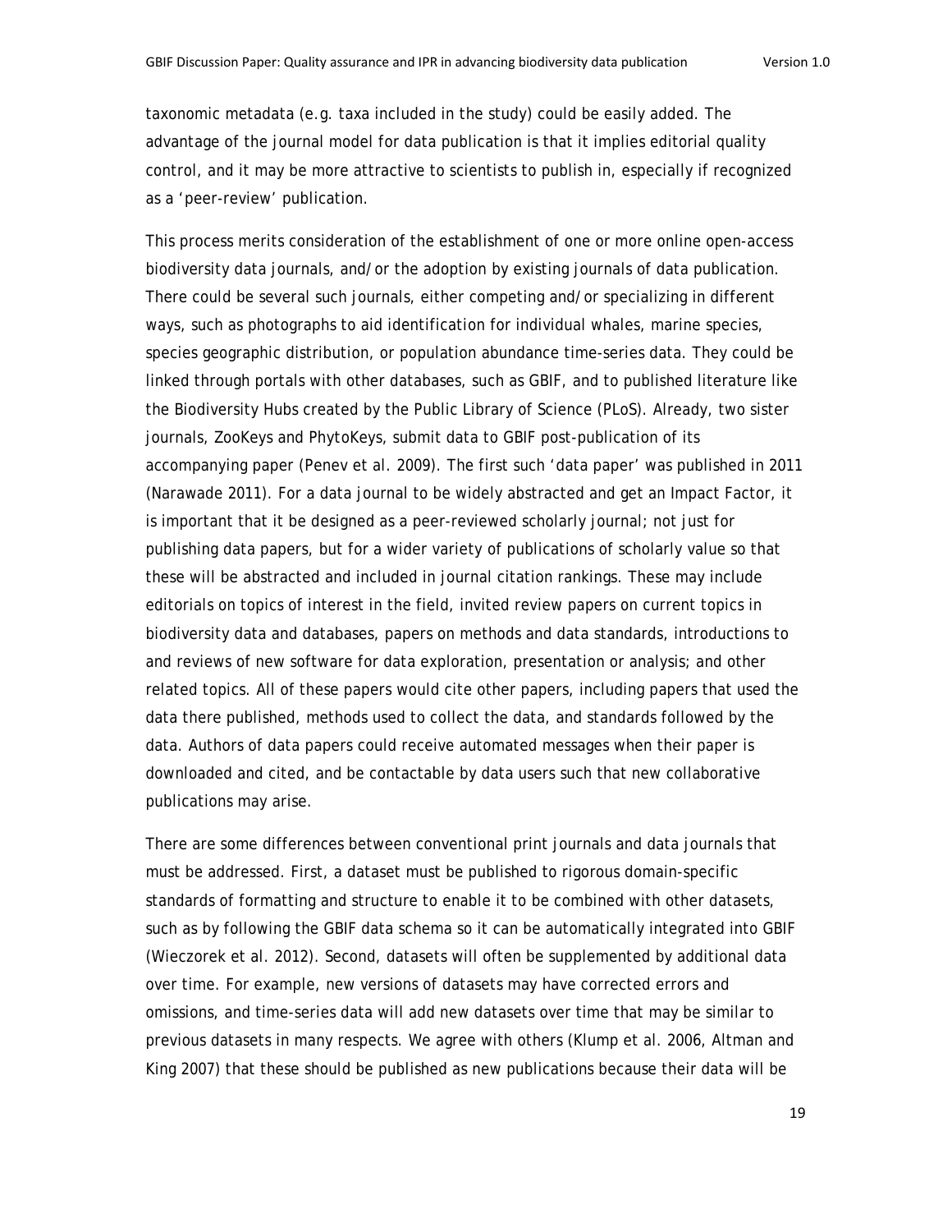taxonomic metadata (e.g. taxa included in the study) could be easily added. The advantage of the journal model for data publication is that it implies editorial quality control, and it may be more attractive to scientists to publish in, especially if recognized as a 'peer-review' publication.

This process merits consideration of the establishment of one or more online open-access biodiversity data journals, and/or the adoption by existing journals of data publication. There could be several such journals, either competing and/or specializing in different ways, such as photographs to aid identification for individual whales, marine species, species geographic distribution, or population abundance time-series data. They could be linked through portals with other databases, such as GBIF, and to published literature like the Biodiversity Hubs created by the Public Library of Science (PLoS). Already, two sister journals, ZooKeys and PhytoKeys, submit data to GBIF post-publication of its accompanying paper (Penev et al. 2009). The first such 'data paper' was published in 2011 (Narawade 2011). For a data journal to be widely abstracted and get an Impact Factor, it is important that it be designed as a peer-reviewed scholarly journal; not just for publishing data papers, but for a wider variety of publications of scholarly value so that these will be abstracted and included in journal citation rankings. These may include editorials on topics of interest in the field, invited review papers on current topics in biodiversity data and databases, papers on methods and data standards, introductions to and reviews of new software for data exploration, presentation or analysis; and other related topics. All of these papers would cite other papers, including papers that used the data there published, methods used to collect the data, and standards followed by the data. Authors of data papers could receive automated messages when their paper is downloaded and cited, and be contactable by data users such that new collaborative publications may arise.

There are some differences between conventional print journals and data journals that must be addressed. First, a dataset must be published to rigorous domain-specific standards of formatting and structure to enable it to be combined with other datasets, such as by following the GBIF data schema so it can be automatically integrated into GBIF (Wieczorek et al. 2012). Second, datasets will often be supplemented by additional data over time. For example, new versions of datasets may have corrected errors and omissions, and time-series data will add new datasets over time that may be similar to previous datasets in many respects. We agree with others (Klump et al. 2006, Altman and King 2007) that these should be published as new publications because their data will be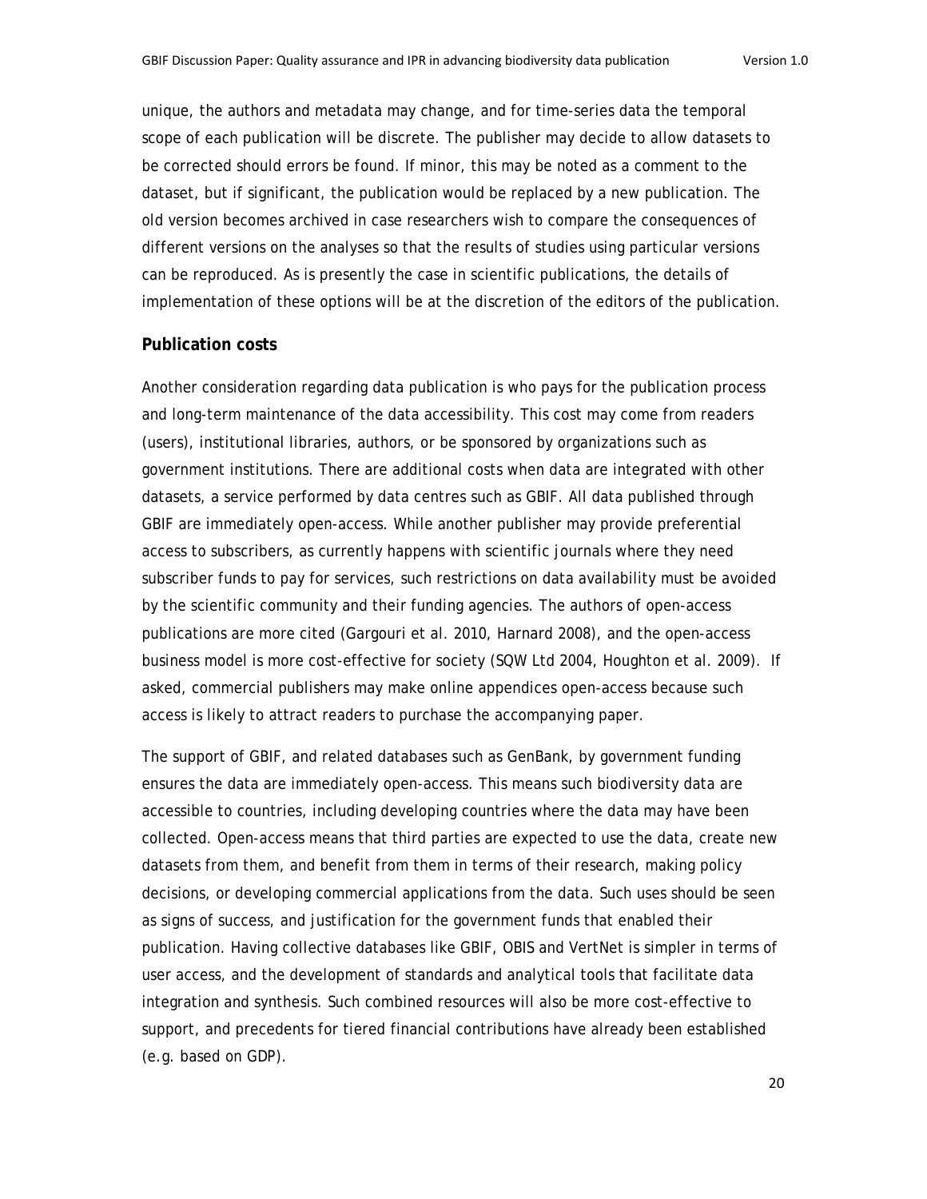unique, the authors and metadata may change, and for time-series data the temporal scope of each publication will be discrete. The publisher may decide to allow datasets to be corrected should errors be found. If minor, this may be noted as a comment to the dataset, but if significant, the publication would be replaced by a new publication. The old version becomes archived in case researchers wish to compare the consequences of different versions on the analyses so that the results of studies using particular versions can be reproduced. As is presently the case in scientific publications, the details of implementation of these options will be at the discretion of the editors of the publication.

### Publication costs

Another consideration regarding data publication is who pays for the publication process and long-term maintenance of the data accessibility. This cost may come from readers (users), institutional libraries, authors, or be sponsored by organizations such as government institutions. There are additional costs when data are integrated with other datasets, a service performed by data centres such as GBIF. All data published through GBIF are immediately open-access. While another publisher may provide preferential access to subscribers, as currently happens with scientific journals where they need subscriber funds to pay for services, such restrictions on data availability must be avoided by the scientific community and their funding agencies. The authors of open-access publications are more cited (Gargouri et al. 2010, Harnard 2008), and the open-access business model is more cost-effective for society (SQW Ltd 2004, Houghton et al. 2009). If asked, commercial publishers may make online appendices open-access because such access is likely to attract readers to purchase the accompanying paper.

The support of GBIF, and related databases such as GenBank, by government funding ensures the data are immediately open-access. This means such biodiversity data are accessible to countries, including developing countries where the data may have been collected. Open-access means that third parties are expected to use the data, create new datasets from them, and benefit from them in terms of their research, making policy decisions, or developing commercial applications from the data. Such uses should be seen as signs of success, and justification for the government funds that enabled their publication. Having collective databases like GBIF, OBIS and VertNet is simpler in terms of user access, and the development of standards and analytical tools that facilitate data integration and synthesis. Such combined resources will also be more cost-effective to support, and precedents for tiered financial contributions have already been established (e.g. based on GDP).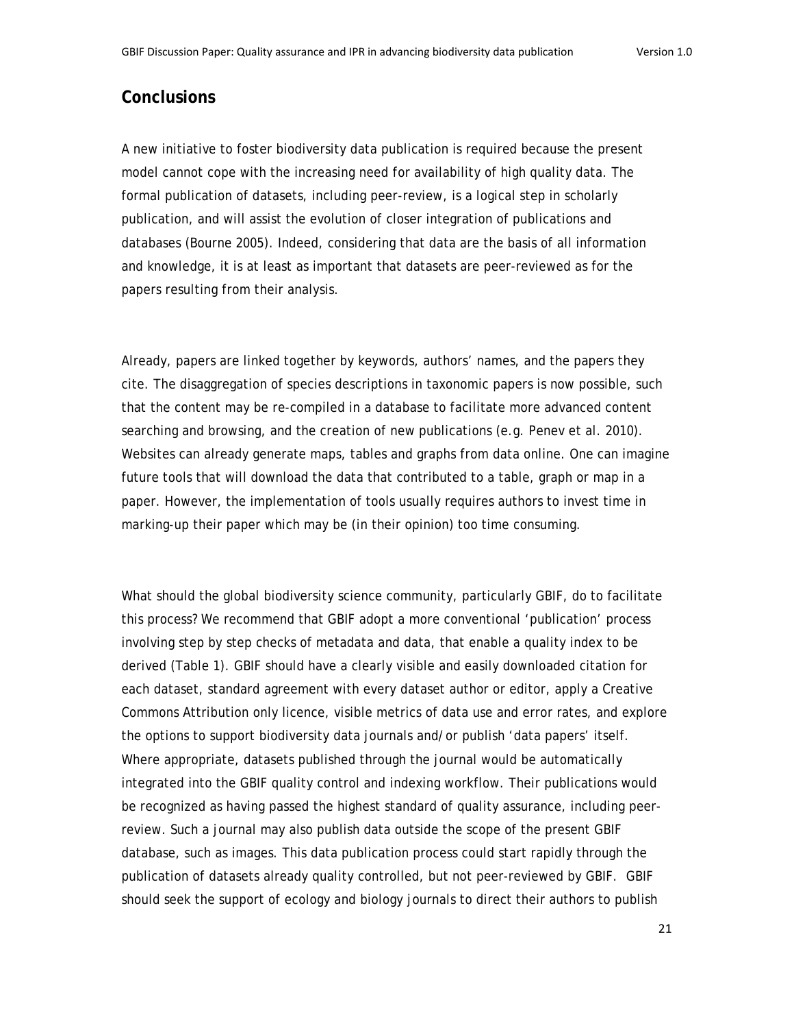## Conclusions

A new initiative to foster biodiversity data publication is required because the present model cannot cope with the increasing need for availability of high quality data. The formal publication of datasets, including peer-review, is a logical step in scholarly publication, and will assist the evolution of closer integration of publications and databases (Bourne 2005). Indeed, considering that data are the basis of all information and knowledge, it is at least as important that datasets are peer-reviewed as for the papers resulting from their analysis.

Already, papers are linked together by keywords, authors' names, and the papers they cite. The disaggregation of species descriptions in taxonomic papers is now possible, such that the content may be re-compiled in a database to facilitate more advanced content searching and browsing, and the creation of new publications (e.g. Penev et al. 2010). Websites can already generate maps, tables and graphs from data online. One can imagine future tools that will download the data that contributed to a table, graph or map in a paper. However, the implementation of tools usually requires authors to invest time in marking-up their paper which may be (in their opinion) too time consuming.

What should the global biodiversity science community, particularly GBIF, do to facilitate this process? We recommend that GBIF adopt a more conventional 'publication' process involving step by step checks of metadata and data, that enable a quality index to be derived (Table 1). GBIF should have a clearly visible and easily downloaded citation for each dataset, standard agreement with every dataset author or editor, apply a Creative Commons Attribution only licence, visible metrics of data use and error rates, and explore the options to support biodiversity data journals and/or publish 'data papers' itself. Where appropriate, datasets published through the journal would be automatically integrated into the GBIF quality control and indexing workflow. Their publications would be recognized as having passed the highest standard of quality assurance, including peer-review. Such a journal may also publish data outside the scope of the present GBIF database, such as images. This data publication process could start rapidly through the publication of datasets already quality controlled, but not peer-reviewed by GBIF. GBIF should seek the support of ecology and biology journals to direct their authors to publish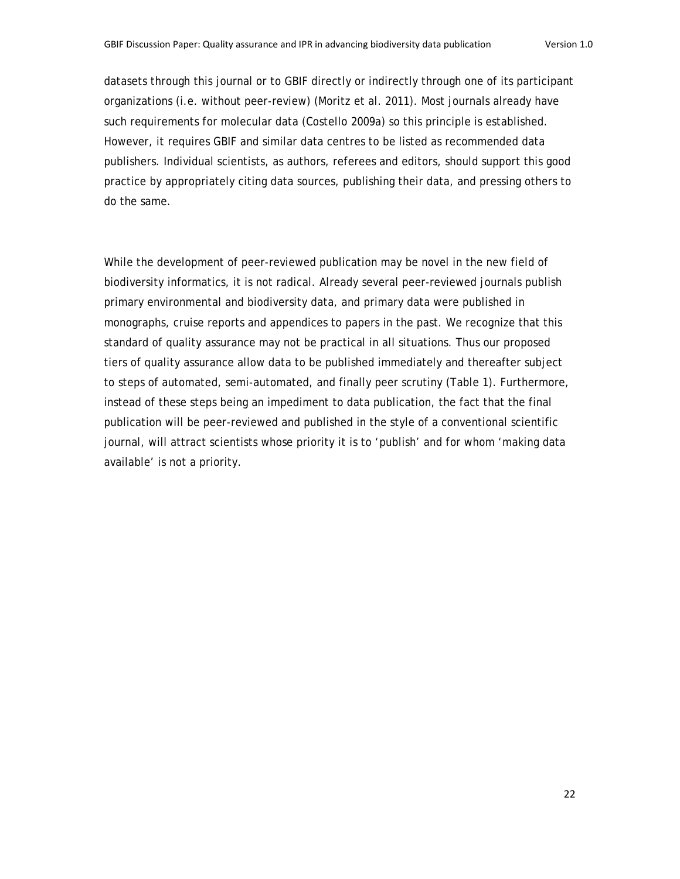datasets through this journal or to GBIF directly or indirectly through one of its participant organizations (i.e. without peer-review) (Moritz et al. 2011). Most journals already have such requirements for molecular data (Costello 2009a) so this principle is established. However, it requires GBIF and similar data centres to be listed as recommended data publishers. Individual scientists, as authors, referees and editors, should support this good practice by appropriately citing data sources, publishing their data, and pressing others to do the same.

While the development of peer-reviewed publication may be novel in the new field of biodiversity informatics, it is not radical. Already several peer-reviewed journals publish primary environmental and biodiversity data, and primary data were published in monographs, cruise reports and appendices to papers in the past. We recognize that this standard of quality assurance may not be practical in all situations. Thus our proposed tiers of quality assurance allow data to be published immediately and thereafter subject to steps of automated, semi-automated, and finally peer scrutiny (Table 1). Furthermore, instead of these steps being an impediment to data publication, the fact that the final publication will be peer-reviewed and published in the style of a conventional scientific journal, will attract scientists whose priority it is to 'publish' and for whom 'making data available' is not a priority.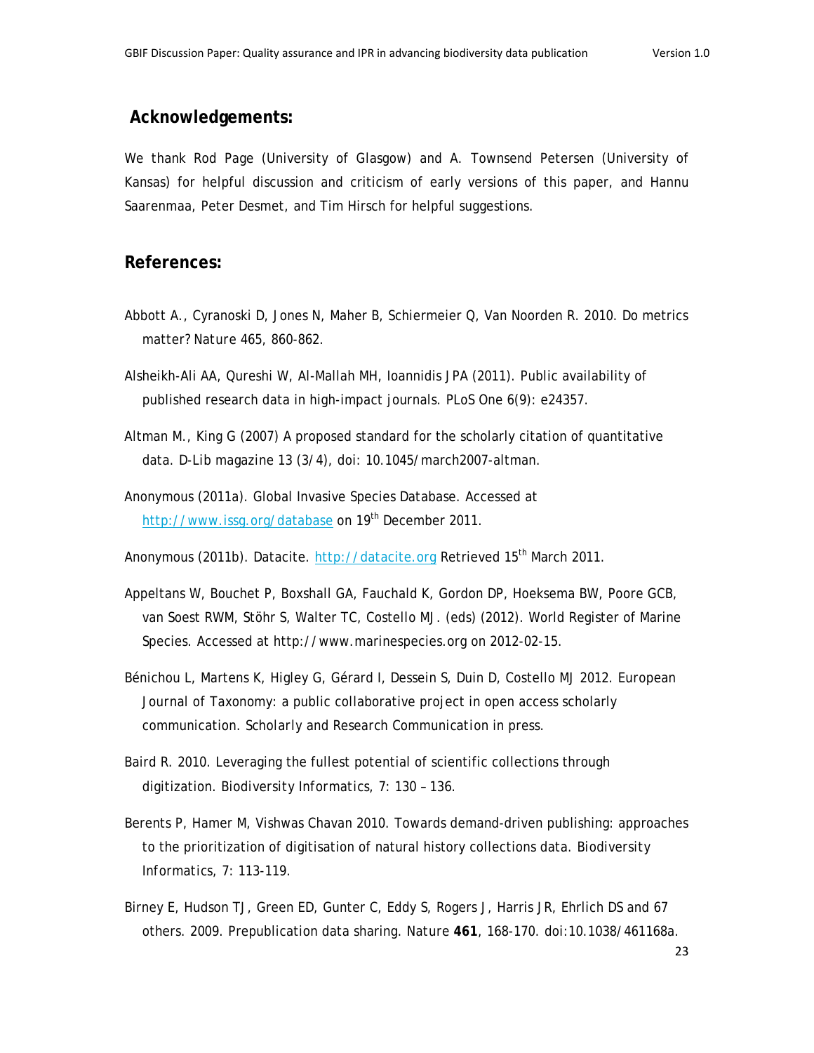## Acknowledgements:

We thank Rod Page (University of Glasgow) and A. Townsend Petersen (University of Kansas) for helpful discussion and criticism of early versions of this paper, and Hannu Saarenmaa, Peter Desmet, and Tim Hirsch for helpful suggestions.

## References:

Abbott A., Cyranoski D, Jones N, Maher B, Schiermeier Q, Van Noorden R. 2010. Do metrics matter? Nature 465, 860-862.

Alsheikh-Ali AA, Qureshi W, Al-Mallah MH, Ioannidis JPA (2011). Public availability of published research data in high-impact journals. PLoS One 6(9): e24357.

Altman M., King G (2007) A proposed standard for the scholarly citation of quantitative data. D-Lib magazine 13 (3/4), doi: 10.1045/march2007-altman.

Anonymous (2011a). Global Invasive Species Database. Accessed at http://www.issg.org/database on 19th December 2011.

Anonymous (2011b). Datacite. http://datacite.org Retrieved 15th March 2011.

Appeltans W, Bouchet P, Boxshall GA, Fauchald K, Gordon DP, Hoeksema BW, Poore GCB, van Soest RWM, Stöhr S, Walter TC, Costello MJ. (eds) (2012). World Register of Marine Species. Accessed at http://www.marinespecies.org on 2012-02-15.

Bénichou L, Martens K, Higley G, Gérard I, Dessein S, Duin D, Costello MJ 2012. European Journal of Taxonomy: a public collaborative project in open access scholarly communication. *Scholarly and Research Communication* in press.

Baird R. 2010. Leveraging the fullest potential of scientific collections through digitization. Biodiversity Informatics, 7: 130 – 136.

Berents P, Hamer M, Vishwas Chavan 2010. Towards demand-driven publishing: approaches to the prioritization of digitisation of natural history collections data. Biodiversity Informatics, 7: 113-119.

Birney E, Hudson TJ, Green ED, Gunter C, Eddy S, Rogers J, Harris JR, Ehrlich DS and 67 others. 2009. Prepublication data sharing. *Nature* **461**, 168-170. doi:10.1038/461168a.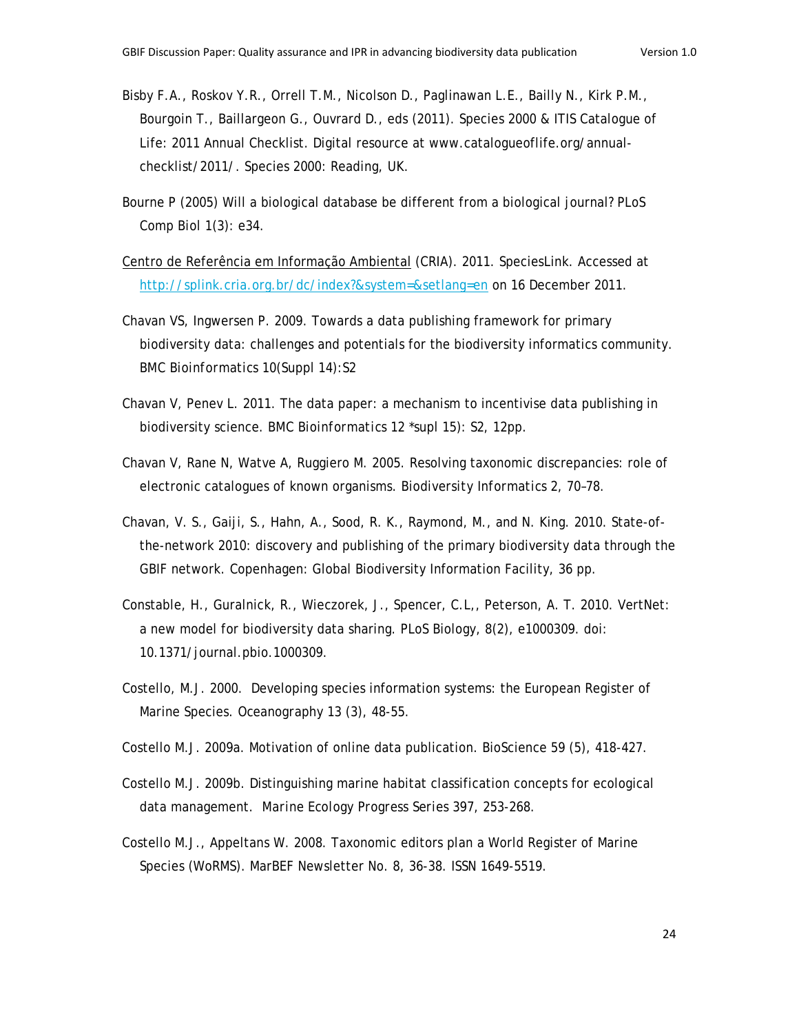Bisby F.A., Roskov Y.R., Orrell T.M., Nicolson D., Paglinawan L.E., Bailly N., Kirk P.M., Bourgoin T., Baillargeon G., Ouvrard D., eds (2011). Species 2000 & ITIS Catalogue of Life: 2011 Annual Checklist. Digital resource at www.catalogueoflife.org/annual-checklist/2011/. Species 2000: Reading, UK.

Bourne P (2005) Will a biological database be different from a biological journal? PLoS Comp Biol 1(3): e34.

Centro de Referência em Informação Ambiental (CRIA). 2011. SpeciesLink. Accessed at http://splink.cria.org.br/dc/index?&system=&setlang=en on 16 December 2011.

Chavan VS, Ingwersen P. 2009. Towards a data publishing framework for primary biodiversity data: challenges and potentials for the biodiversity informatics community. BMC Bioinformatics 10(Suppl 14):S2

Chavan V, Penev L. 2011. The data paper: a mechanism to incentivise data publishing in biodiversity science. BMC Bioinformatics 12 *supl 15): S2, 12pp.

Chavan V, Rane N, Watve A, Ruggiero M. 2005. Resolving taxonomic discrepancies: role of electronic catalogues of known organisms. Biodiversity Informatics 2, 70–78.

Chavan, V. S., Gaiji, S., Hahn, A., Sood, R. K., Raymond, M., and N. King. 2010. State-of-the-network 2010: discovery and publishing of the primary biodiversity data through the GBIF network. Copenhagen: Global Biodiversity Information Facility, 36 pp.

Constable, H., Guralnick, R., Wieczorek, J., Spencer, C.L,, Peterson, A. T. 2010. VertNet: a new model for biodiversity data sharing. PLoS Biology, 8(2), e1000309. doi: 10.1371/journal.pbio.1000309.

Costello, M.J. 2000. Developing species information systems: the European Register of Marine Species. Oceanography 13 (3), 48-55.

Costello M.J. 2009a. Motivation of online data publication. BioScience 59 (5), 418-427.

Costello M.J. 2009b. Distinguishing marine habitat classification concepts for ecological data management. Marine Ecology Progress Series 397, 253-268.

Costello M.J., Appeltans W. 2008. Taxonomic editors plan a World Register of Marine Species (WoRMS). MarBEF Newsletter No. 8, 36-38. ISSN 1649-5519.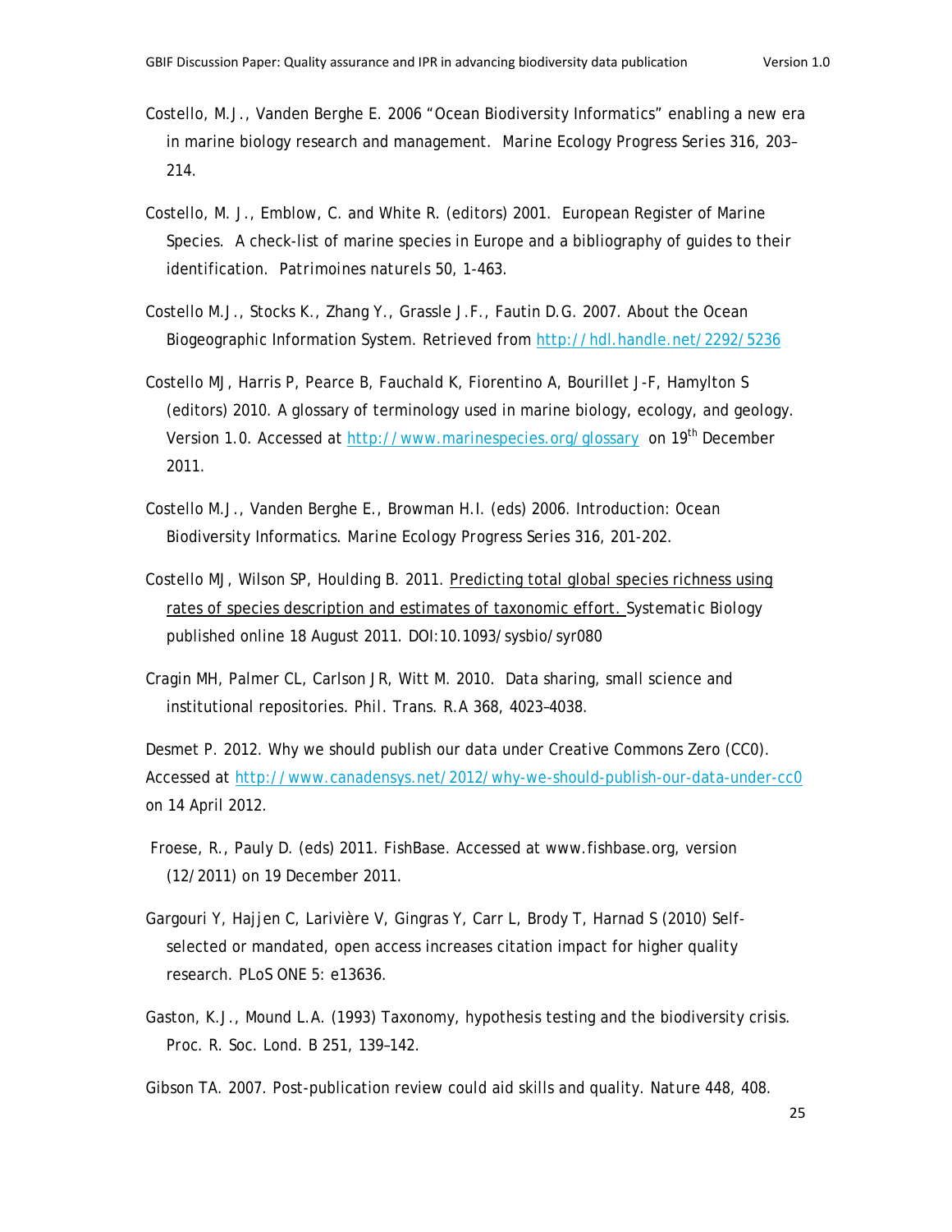Costello, M.J., Vanden Berghe E. 2006 "Ocean Biodiversity Informatics" enabling a new era in marine biology research and management. Marine Ecology Progress Series 316, 203–214.

Costello, M. J., Emblow, C. and White R. (editors) 2001. European Register of Marine Species. A check-list of marine species in Europe and a bibliography of guides to their identification. Patrimoines naturels 50, 1-463.

Costello M.J., Stocks K., Zhang Y., Grassle J.F., Fautin D.G. 2007. About the Ocean Biogeographic Information System. Retrieved from http://hdl.handle.net/2292/5236

Costello MJ, Harris P, Pearce B, Fauchald K, Fiorentino A, Bourillet J-F, Hamylton S (editors) 2010. A glossary of terminology used in marine biology, ecology, and geology. Version 1.0. Accessed at http://www.marinespecies.org/glossary on 19th December 2011.

Costello M.J., Vanden Berghe E., Browman H.I. (eds) 2006. Introduction: Ocean Biodiversity Informatics. Marine Ecology Progress Series 316, 201-202.

Costello MJ, Wilson SP, Houlding B. 2011. Predicting total global species richness using rates of species description and estimates of taxonomic effort. Systematic Biology published online 18 August 2011. DOI:10.1093/sysbio/syr080

Cragin MH, Palmer CL, Carlson JR, Witt M. 2010. Data sharing, small science and institutional repositories. Phil. Trans. R.A 368, 4023–4038.

Desmet P. 2012. Why we should publish our data under Creative Commons Zero (CC0). Accessed at http://www.canadensys.net/2012/why-we-should-publish-our-data-under-cc0 on 14 April 2012.

Froese, R., Pauly D. (eds) 2011. FishBase. Accessed at www.fishbase.org, version (12/2011) on 19 December 2011.

Gargouri Y, Hajjen C, Larivière V, Gingras Y, Carr L, Brody T, Harnad S (2010) Self-selected or mandated, open access increases citation impact for higher quality research. PLoS ONE 5: e13636.

Gaston, K.J., Mound L.A. (1993) Taxonomy, hypothesis testing and the biodiversity crisis. Proc. R. Soc. Lond. B 251, 139–142.

Gibson TA. 2007. Post-publication review could aid skills and quality. Nature 448, 408.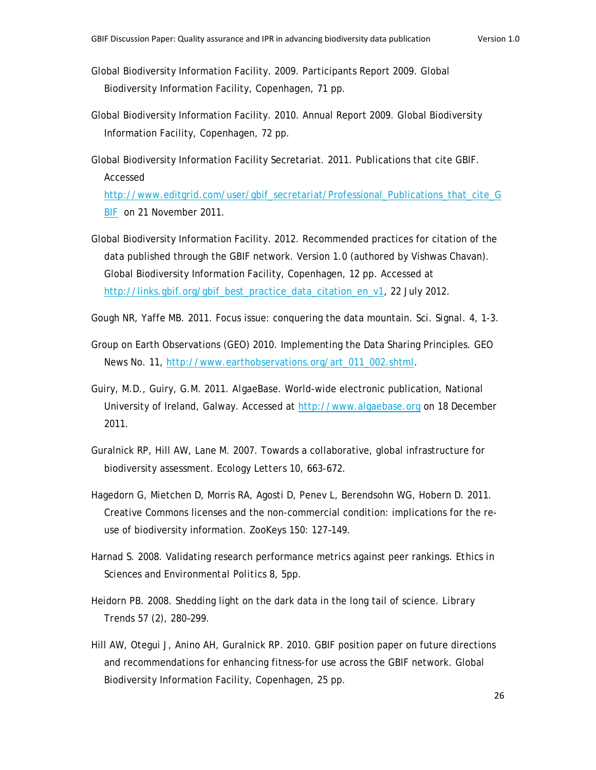Global Biodiversity Information Facility. 2009. Participants Report 2009. Global Biodiversity Information Facility, Copenhagen, 71 pp.

Global Biodiversity Information Facility. 2010. Annual Report 2009. Global Biodiversity Information Facility, Copenhagen, 72 pp.

Global Biodiversity Information Facility Secretariat. 2011. Publications that cite GBIF. Accessed http://www.editgrid.com/user/gbif_secretariat/Professional_Publications_that_cite_GBIF on 21 November 2011.

Global Biodiversity Information Facility. 2012. Recommended practices for citation of the data published through the GBIF network. Version 1.0 (authored by Vishwas Chavan). Global Biodiversity Information Facility, Copenhagen, 12 pp. Accessed at http://links.gbif.org/gbif_best_practice_data_citation_en_v1, 22 July 2012.

Gough NR, Yaffe MB. 2011. Focus issue: conquering the data mountain. *Sci. Signal.* 4, 1-3.

Group on Earth Observations (GEO) 2010. Implementing the Data Sharing Principles. GEO News No. 11, http://www.earthobservations.org/art_011_002.shtml.

Guiry, M.D., Guiry, G.M. 2011. AlgaeBase. World-wide electronic publication, National University of Ireland, Galway. Accessed at http://www.algaebase.org on 18 December 2011.

Guralnick RP, Hill AW, Lane M. 2007. Towards a collaborative, global infrastructure for biodiversity assessment. *Ecology Letters* 10, 663-672.

Hagedorn G, Mietchen D, Morris RA, Agosti D, Penev L, Berendsohn WG, Hobern D. 2011. Creative Commons licenses and the non-commercial condition: implications for the re-use of biodiversity information. ZooKeys 150: 127–149.

Harnad S. 2008. Validating research performance metrics against peer rankings. *Ethics in Sciences and Environmental Politics* 8, 5pp.

Heidorn PB. 2008. Shedding light on the dark data in the long tail of science. *Library Trends* 57 (2), 280–299.

Hill AW, Otegui J, Anino AH, Guralnick RP. 2010. GBIF position paper on future directions and recommendations for enhancing fitness-for use across the GBIF network. Global Biodiversity Information Facility, Copenhagen, 25 pp.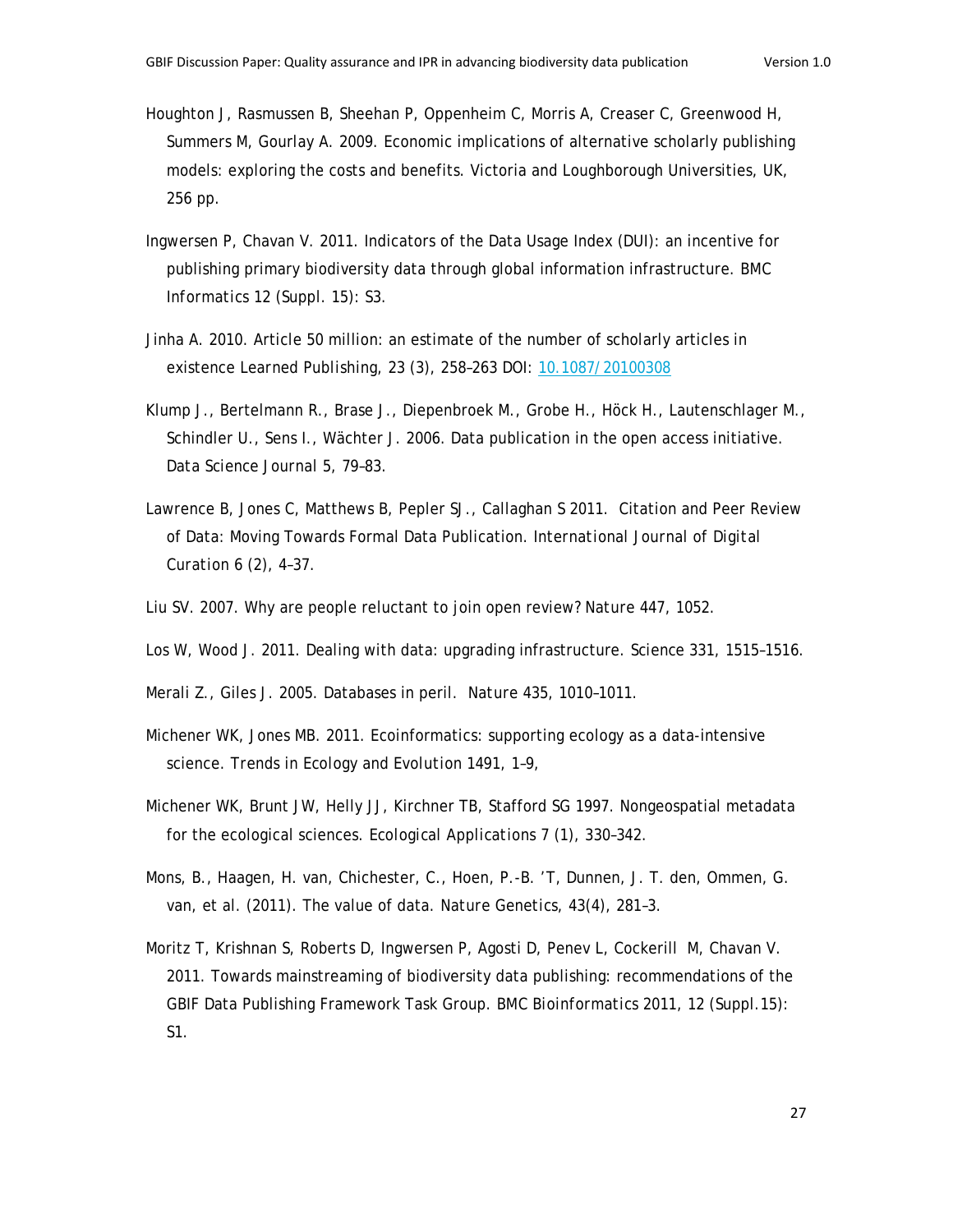Houghton J, Rasmussen B, Sheehan P, Oppenheim C, Morris A, Creaser C, Greenwood H, Summers M, Gourlay A. 2009. Economic implications of alternative scholarly publishing models: exploring the costs and benefits. Victoria and Loughborough Universities, UK, 256 pp.

Ingwersen P, Chavan V. 2011. Indicators of the Data Usage Index (DUI): an incentive for publishing primary biodiversity data through global information infrastructure. BMC Informatics 12 (Suppl. 15): S3.

Jinha A. 2010. Article 50 million: an estimate of the number of scholarly articles in existence Learned Publishing, 23 (3), 258–263 DOI: 10.1087/20100308

Klump J., Bertelmann R., Brase J., Diepenbroek M., Grobe H., Höck H., Lautenschlager M., Schindler U., Sens I., Wächter J. 2006. Data publication in the open access initiative. *Data Science Journal* 5, 79–83.

Lawrence B, Jones C, Matthews B, Pepler SJ., Callaghan S 2011. Citation and Peer Review of Data: Moving Towards Formal Data Publication. *International Journal of Digital Curation* 6 (2), 4–37.

Liu SV. 2007. Why are people reluctant to join open review? Nature 447, 1052.

Los W, Wood J. 2011. Dealing with data: upgrading infrastructure. Science 331, 1515–1516.

Merali Z., Giles J. 2005. Databases in peril. Nature 435, 1010–1011.

Michener WK, Jones MB. 2011. Ecoinformatics: supporting ecology as a data-intensive science. *Trends in Ecology and Evolution* 1491, 1–9,

Michener WK, Brunt JW, Helly JJ, Kirchner TB, Stafford SG 1997. Nongeospatial metadata for the ecological sciences. *Ecological Applications* 7 (1), 330–342.

Mons, B., Haagen, H. van, Chichester, C., Hoen, P.-B. 'T, Dunnen, J. T. den, Ommen, G. van, et al. (2011). The value of data. *Nature Genetics*, 43(4), 281–3.

Moritz T, Krishnan S, Roberts D, Ingwersen P, Agosti D, Penev L, Cockerill M, Chavan V. 2011. Towards mainstreaming of biodiversity data publishing: recommendations of the GBIF Data Publishing Framework Task Group. BMC Bioinformatics 2011, 12 (Suppl.15): S1.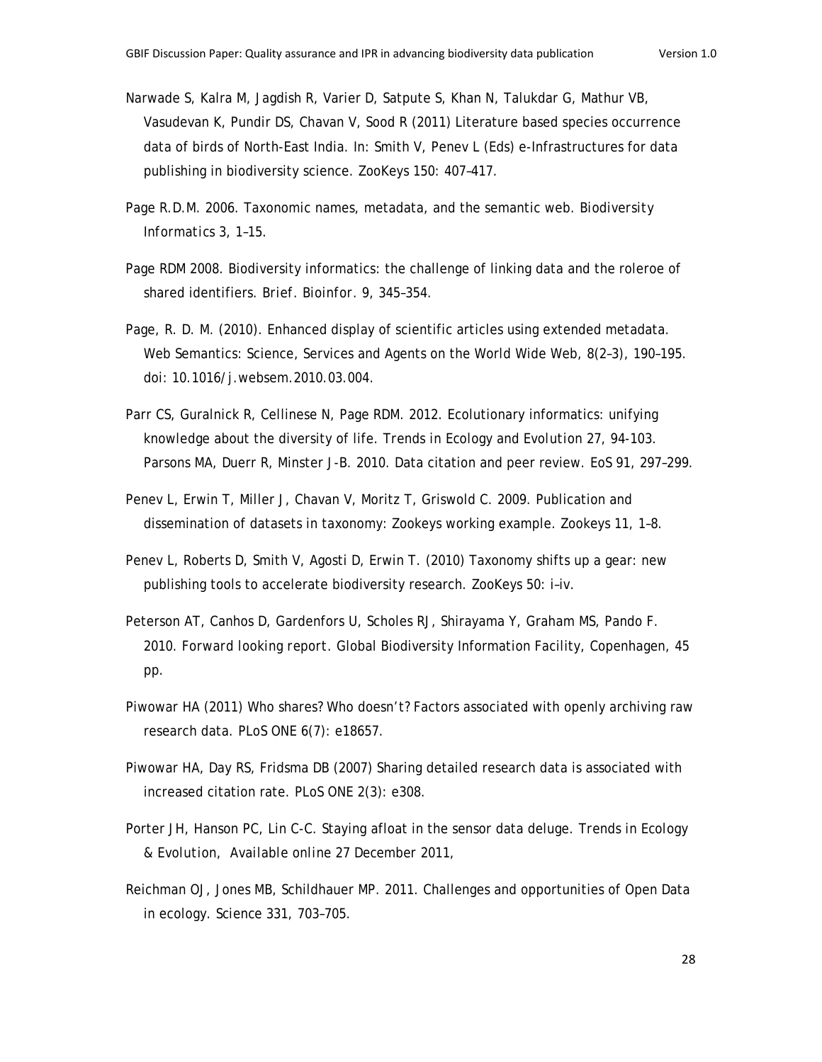Narwade S, Kalra M, Jagdish R, Varier D, Satpute S, Khan N, Talukdar G, Mathur VB, Vasudevan K, Pundir DS, Chavan V, Sood R (2011) Literature based species occurrence data of birds of North-East India. In: Smith V, Penev L (Eds) e-Infrastructures for data publishing in biodiversity science. ZooKeys 150: 407–417.

Page R.D.M. 2006. Taxonomic names, metadata, and the semantic web. *Biodiversity Informatics* 3, 1–15.

Page RDM 2008. Biodiversity informatics: the challenge of linking data and the roleroe of shared identifiers. *Brief. Bioinfor.* 9, 345–354.

Page, R. D. M. (2010). Enhanced display of scientific articles using extended metadata. Web Semantics: Science, Services and Agents on the World Wide Web, 8(2–3), 190–195. doi: 10.1016/j.websem.2010.03.004.

Parr CS, Guralnick R, Cellinese N, Page RDM. 2012. Ecolutionary informatics: unifying knowledge about the diversity of life. *Trends in Ecology and Evolution* 27, 94-103. Parsons MA, Duerr R, Minster J-B. 2010. Data citation and peer review. *EoS* 91, 297–299.

Penev L, Erwin T, Miller J, Chavan V, Moritz T, Griswold C. 2009. Publication and dissemination of datasets in taxonomy: Zookeys working example. *Zookeys* 11, 1–8.

Penev L, Roberts D, Smith V, Agosti D, Erwin T. (2010) Taxonomy shifts up a gear: new publishing tools to accelerate biodiversity research. ZooKeys 50: i–iv.

Peterson AT, Canhos D, Gardenfors U, Scholes RJ, Shirayama Y, Graham MS, Pando F. 2010. *Forward looking report*. Global Biodiversity Information Facility, Copenhagen, 45 pp.

Piwowar HA (2011) Who shares? Who doesn't? Factors associated with openly archiving raw research data. PLoS ONE 6(7): e18657.

Piwowar HA, Day RS, Fridsma DB (2007) Sharing detailed research data is associated with increased citation rate. PLoS ONE 2(3): e308.

Porter JH, Hanson PC, Lin C-C. Staying afloat in the sensor data deluge. *Trends in Ecology & Evolution*, Available online 27 December 2011,

Reichman OJ, Jones MB, Schildhauer MP. 2011. Challenges and opportunities of Open Data in ecology. *Science* 331, 703–705.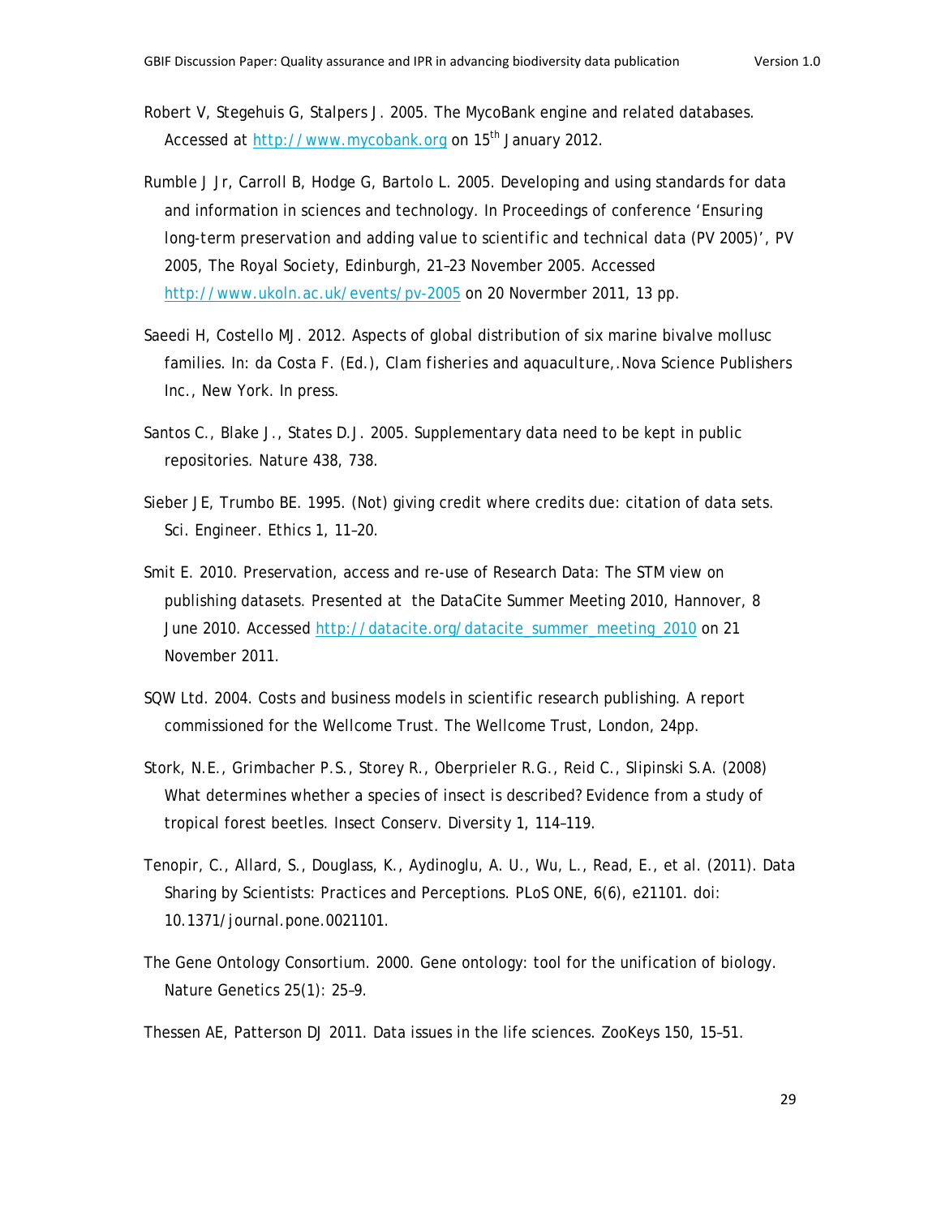Robert V, Stegehuis G, Stalpers J. 2005. The MycoBank engine and related databases. Accessed at http://www.mycobank.org on 15th January 2012.

Rumble J Jr, Carroll B, Hodge G, Bartolo L. 2005. Developing and using standards for data and information in sciences and technology. In Proceedings of conference 'Ensuring long-term preservation and adding value to scientific and technical data (PV 2005)', PV 2005, The Royal Society, Edinburgh, 21–23 November 2005. Accessed http://www.ukoln.ac.uk/events/pv-2005 on 20 Novermber 2011, 13 pp.

Saeedi H, Costello MJ. 2012. Aspects of global distribution of six marine bivalve mollusc families. In: da Costa F. (Ed.), Clam fisheries and aquaculture,.Nova Science Publishers Inc., New York. In press.

Santos C., Blake J., States D.J. 2005. Supplementary data need to be kept in public repositories. Nature 438, 738.

Sieber JE, Trumbo BE. 1995. (Not) giving credit where credits due: citation of data sets. Sci. Engineer. Ethics 1, 11–20.

Smit E. 2010. Preservation, access and re-use of Research Data: The STM view on publishing datasets. Presented at the DataCite Summer Meeting 2010, Hannover, 8 June 2010. Accessed http://datacite.org/datacite_summer_meeting_2010 on 21 November 2011.

SQW Ltd. 2004. Costs and business models in scientific research publishing. A report commissioned for the Wellcome Trust. The Wellcome Trust, London, 24pp.

Stork, N.E., Grimbacher P.S., Storey R., Oberprieler R.G., Reid C., Slipinski S.A. (2008) What determines whether a species of insect is described? Evidence from a study of tropical forest beetles. Insect Conserv. Diversity 1, 114–119.

Tenopir, C., Allard, S., Douglass, K., Aydinoglu, A. U., Wu, L., Read, E., et al. (2011). Data Sharing by Scientists: Practices and Perceptions. PLoS ONE, 6(6), e21101. doi: 10.1371/journal.pone.0021101.

The Gene Ontology Consortium. 2000. Gene ontology: tool for the unification of biology. Nature Genetics 25(1): 25–9.

Thessen AE, Patterson DJ 2011. Data issues in the life sciences. ZooKeys 150, 15–51.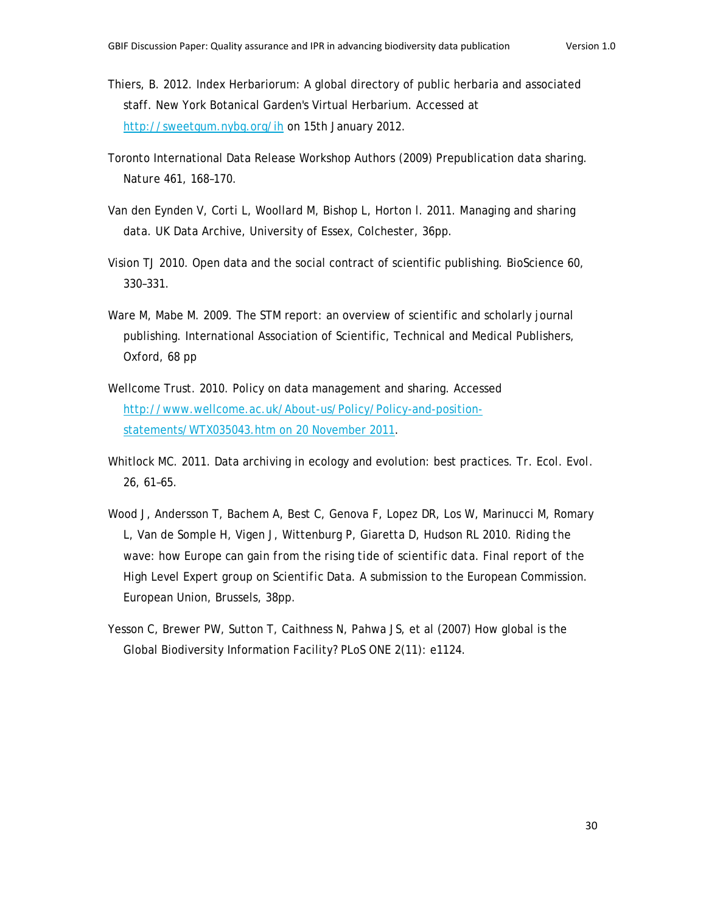Thiers, B. 2012. Index Herbariorum: A global directory of public herbaria and associated staff. New York Botanical Garden's Virtual Herbarium. Accessed at http://sweetgum.nybg.org/ih on 15th January 2012.

Toronto International Data Release Workshop Authors (2009) Prepublication data sharing. Nature 461, 168–170.

Van den Eynden V, Corti L, Woollard M, Bishop L, Horton l. 2011. Managing and sharing data. UK Data Archive, University of Essex, Colchester, 36pp.

Vision TJ 2010. Open data and the social contract of scientific publishing. BioScience 60, 330–331.

Ware M, Mabe M. 2009. The STM report: an overview of scientific and scholarly journal publishing. International Association of Scientific, Technical and Medical Publishers, Oxford, 68 pp

Wellcome Trust. 2010. Policy on data management and sharing. Accessed http://www.wellcome.ac.uk/About-us/Policy/Policy-and-position-statements/WTX035043.htm on 20 November 2011.

Whitlock MC. 2011. Data archiving in ecology and evolution: best practices. Tr. Ecol. Evol. 26, 61–65.

Wood J, Andersson T, Bachem A, Best C, Genova F, Lopez DR, Los W, Marinucci M, Romary L, Van de Somple H, Vigen J, Wittenburg P, Giaretta D, Hudson RL 2010. Riding the wave: how Europe can gain from the rising tide of scientific data. Final report of the High Level Expert group on Scientific Data. A submission to the European Commission. European Union, Brussels, 38pp.

Yesson C, Brewer PW, Sutton T, Caithness N, Pahwa JS, et al (2007) How global is the Global Biodiversity Information Facility? PLoS ONE 2(11): e1124.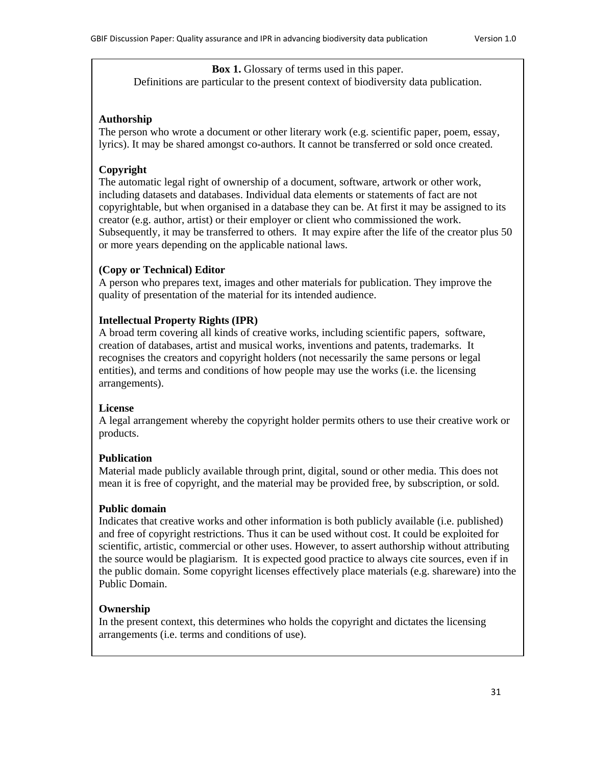**Box 1.** Glossary of terms used in this paper.
Definitions are particular to the present context of biodiversity data publication.

**Authorship**
The person who wrote a document or other literary work (e.g. scientific paper, poem, essay, lyrics). It may be shared amongst co-authors. It cannot be transferred or sold once created.

**Copyright**
The automatic legal right of ownership of a document, software, artwork or other work, including datasets and databases. Individual data elements or statements of fact are not copyrightable, but when organised in a database they can be. At first it may be assigned to its creator (e.g. author, artist) or their employer or client who commissioned the work. Subsequently, it may be transferred to others. It may expire after the life of the creator plus 50 or more years depending on the applicable national laws.

**(Copy or Technical) Editor**
A person who prepares text, images and other materials for publication. They improve the quality of presentation of the material for its intended audience.

**Intellectual Property Rights (IPR)**
A broad term covering all kinds of creative works, including scientific papers, software, creation of databases, artist and musical works, inventions and patents, trademarks. It recognises the creators and copyright holders (not necessarily the same persons or legal entities), and terms and conditions of how people may use the works (i.e. the licensing arrangements).

**License**
A legal arrangement whereby the copyright holder permits others to use their creative work or products.

**Publication**
Material made publicly available through print, digital, sound or other media. This does not mean it is free of copyright, and the material may be provided free, by subscription, or sold.

**Public domain**
Indicates that creative works and other information is both publicly available (i.e. published) and free of copyright restrictions. Thus it can be used without cost. It could be exploited for scientific, artistic, commercial or other uses. However, to assert authorship without attributing the source would be plagiarism. It is expected good practice to always cite sources, even if in the public domain. Some copyright licenses effectively place materials (e.g. shareware) into the Public Domain.

**Ownership**
In the present context, this determines who holds the copyright and dictates the licensing arrangements (i.e. terms and conditions of use).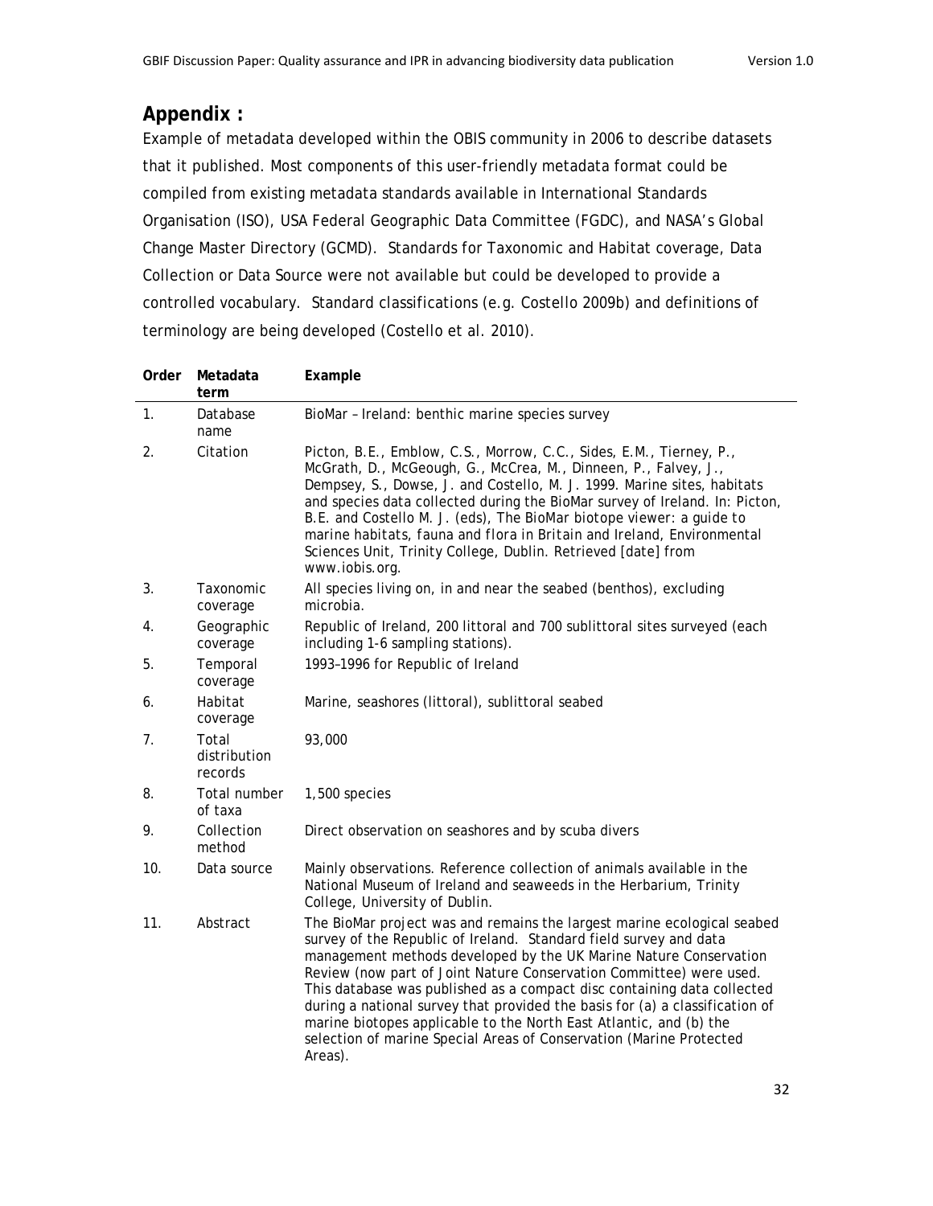## Appendix :

Example of metadata developed within the OBIS community in 2006 to describe datasets that it published. Most components of this user-friendly metadata format could be compiled from existing metadata standards available in International Standards Organisation (ISO), USA Federal Geographic Data Committee (FGDC), and NASA's Global Change Master Directory (GCMD). Standards for Taxonomic and Habitat coverage, Data Collection or Data Source were not available but could be developed to provide a controlled vocabulary. Standard classifications (e.g. Costello 2009b) and definitions of terminology are being developed (Costello et al. 2010).

| Order | Metadata term | Example |
|---|---|---|
| 1. | Database name | BioMar – Ireland: benthic marine species survey |
| 2. | Citation | Picton, B.E., Emblow, C.S., Morrow, C.C., Sides, E.M., Tierney, P., McGrath, D., McGeough, G., McCrea, M., Dinneen, P., Falvey, J., Dempsey, S., Dowse, J. and Costello, M. J. 1999. Marine sites, habitats and species data collected during the BioMar survey of Ireland. In: Picton, B.E. and Costello M. J. (eds), The BioMar biotope viewer: a guide to marine habitats, fauna and flora in Britain and Ireland, Environmental Sciences Unit, Trinity College, Dublin. Retrieved [date] from www.iobis.org. |
| 3. | Taxonomic coverage | All species living on, in and near the seabed (benthos), excluding microbia. |
| 4. | Geographic coverage | Republic of Ireland, 200 littoral and 700 sublittoral sites surveyed (each including 1-6 sampling stations). |
| 5. | Temporal coverage | 1993–1996 for Republic of Ireland |
| 6. | Habitat coverage | Marine, seashores (littoral), sublittoral seabed |
| 7. | Total distribution records | 93,000 |
| 8. | Total number of taxa | 1,500 species |
| 9. | Collection method | Direct observation on seashores and by scuba divers |
| 10. | Data source | Mainly observations. Reference collection of animals available in the National Museum of Ireland and seaweeds in the Herbarium, Trinity College, University of Dublin. |
| 11. | Abstract | The BioMar project was and remains the largest marine ecological seabed survey of the Republic of Ireland. Standard field survey and data management methods developed by the UK Marine Nature Conservation Review (now part of Joint Nature Conservation Committee) were used. This database was published as a compact disc containing data collected during a national survey that provided the basis for (a) a classification of marine biotopes applicable to the North East Atlantic, and (b) the selection of marine Special Areas of Conservation (Marine Protected Areas). |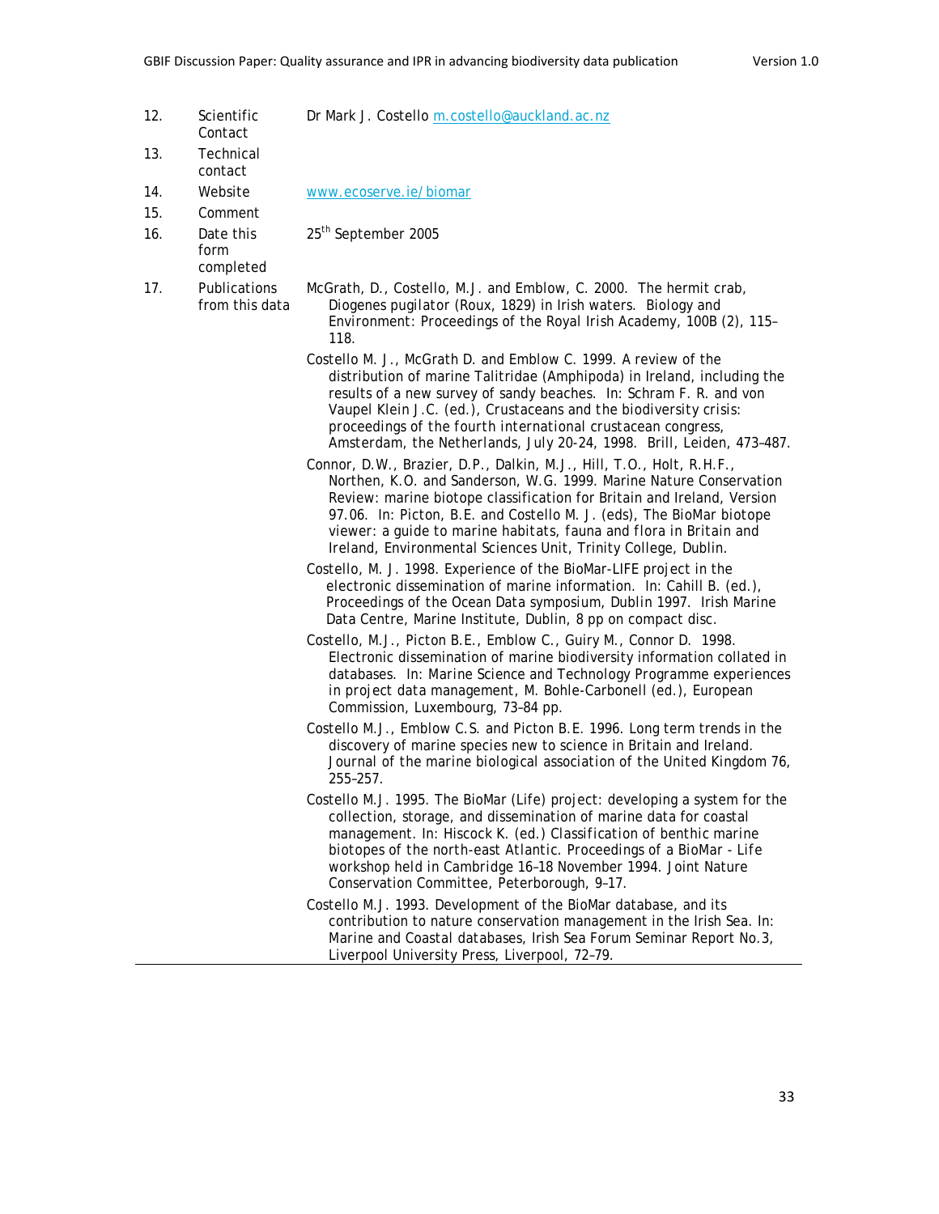| | | |
|---|---|---|
| 12. | Scientific Contact | Dr Mark J. Costello m.costello@auckland.ac.nz |
| 13. | Technical contact | |
| 14. | Website | www.ecoserve.ie/biomar |
| 15. | Comment | |
| 16. | Date this form completed | 25th September 2005 |
| 17. | Publications from this data | McGrath, D., Costello, M.J. and Emblow, C. 2000. The hermit crab, *Diogenes pugilator* (Roux, 1829) in Irish waters. Biology and Environment: Proceedings of the Royal Irish Academy, 100B (2), 115–118.<br><br>Costello M. J., McGrath D. and Emblow C. 1999. A review of the distribution of marine Talitridae (Amphipoda) in Ireland, including the results of a new survey of sandy beaches. In: Schram F. R. and von Vaupel Klein J.C. (ed.), Crustaceans and the biodiversity crisis: proceedings of the fourth international crustacean congress, Amsterdam, the Netherlands, July 20-24, 1998. Brill, Leiden, 473–487.<br><br>Connor, D.W., Brazier, D.P., Dalkin, M.J., Hill, T.O., Holt, R.H.F., Northen, K.O. and Sanderson, W.G. 1999. Marine Nature Conservation Review: marine biotope classification for Britain and Ireland, Version 97.06. In: Picton, B.E. and Costello M. J. (eds), The BioMar biotope viewer: a guide to marine habitats, fauna and flora in Britain and Ireland, Environmental Sciences Unit, Trinity College, Dublin.<br><br>Costello, M. J. 1998. Experience of the BioMar-LIFE project in the electronic dissemination of marine information. In: Cahill B. (ed.), Proceedings of the Ocean Data symposium, Dublin 1997. Irish Marine Data Centre, Marine Institute, Dublin, 8 pp on compact disc.<br><br>Costello, M.J., Picton B.E., Emblow C., Guiry M., Connor D. 1998. Electronic dissemination of marine biodiversity information collated in databases. In: Marine Science and Technology Programme experiences in project data management, M. Bohle-Carbonell (ed.), European Commission, Luxembourg, 73–84 pp.<br><br>Costello M.J., Emblow C.S. and Picton B.E. 1996. Long term trends in the discovery of marine species new to science in Britain and Ireland. Journal of the marine biological association of the United Kingdom 76, 255–257.<br><br>Costello M.J. 1995. The BioMar (Life) project: developing a system for the collection, storage, and dissemination of marine data for coastal management. In: Hiscock K. (ed.) Classification of benthic marine biotopes of the north-east Atlantic. Proceedings of a BioMar - Life workshop held in Cambridge 16–18 November 1994. Joint Nature Conservation Committee, Peterborough, 9–17.<br><br>Costello M.J. 1993. Development of the BioMar database, and its contribution to nature conservation management in the Irish Sea. In: Marine and Coastal databases, Irish Sea Forum Seminar Report No.3, Liverpool University Press, Liverpool, 72–79. |